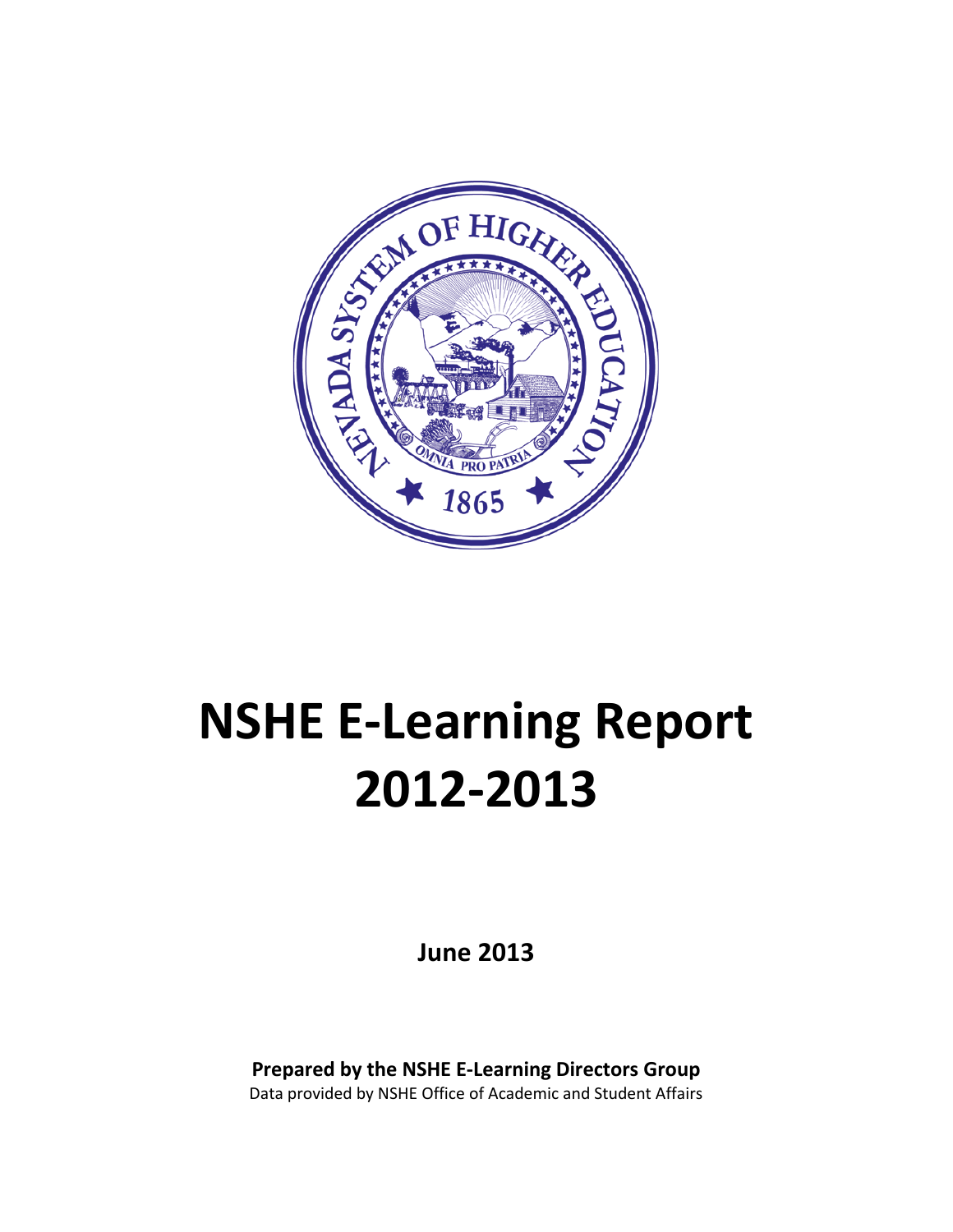# NSHE E-Learning Report 2012-2013

**June 2013**

**Prepared by the NSHE E-Learning Directors Group**

Data provided by NSHE Office of Academic and Student Affairs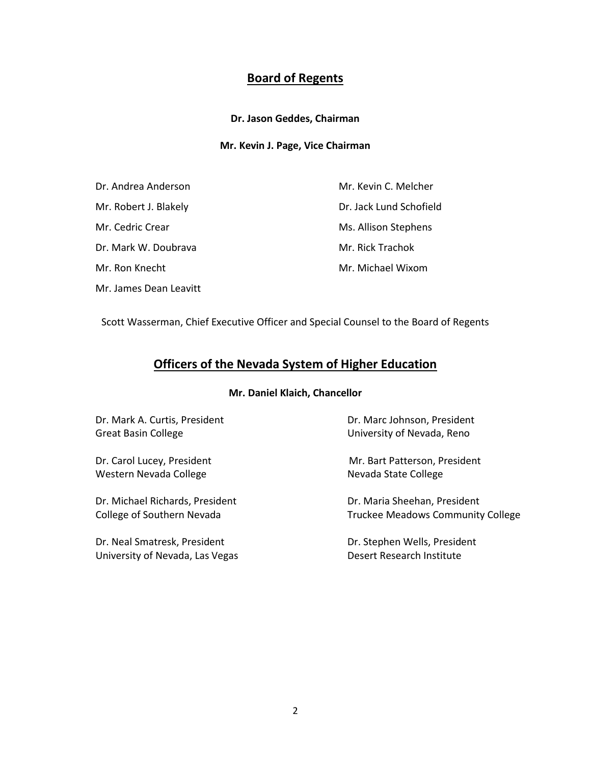## Board of Regents

**Dr. Jason Geddes, Chairman**

**Mr. Kevin J. Page, Vice Chairman**

Dr. Andrea Anderson
Mr. Robert J. Blakely
Mr. Cedric Crear
Dr. Mark W. Doubrava
Mr. Ron Knecht
Mr. James Dean Leavitt
Mr. Kevin C. Melcher
Dr. Jack Lund Schofield
Ms. Allison Stephens
Mr. Rick Trachok
Mr. Michael Wixom

Scott Wasserman, Chief Executive Officer and Special Counsel to the Board of Regents

## Officers of the Nevada System of Higher Education

**Mr. Daniel Klaich, Chancellor**

Dr. Mark A. Curtis, President
Great Basin College

Dr. Marc Johnson, President
University of Nevada, Reno

Dr. Carol Lucey, President
Western Nevada College

Mr. Bart Patterson, President
Nevada State College

Dr. Michael Richards, President
College of Southern Nevada

Dr. Maria Sheehan, President
Truckee Meadows Community College

Dr. Neal Smatresk, President
University of Nevada, Las Vegas

Dr. Stephen Wells, President
Desert Research Institute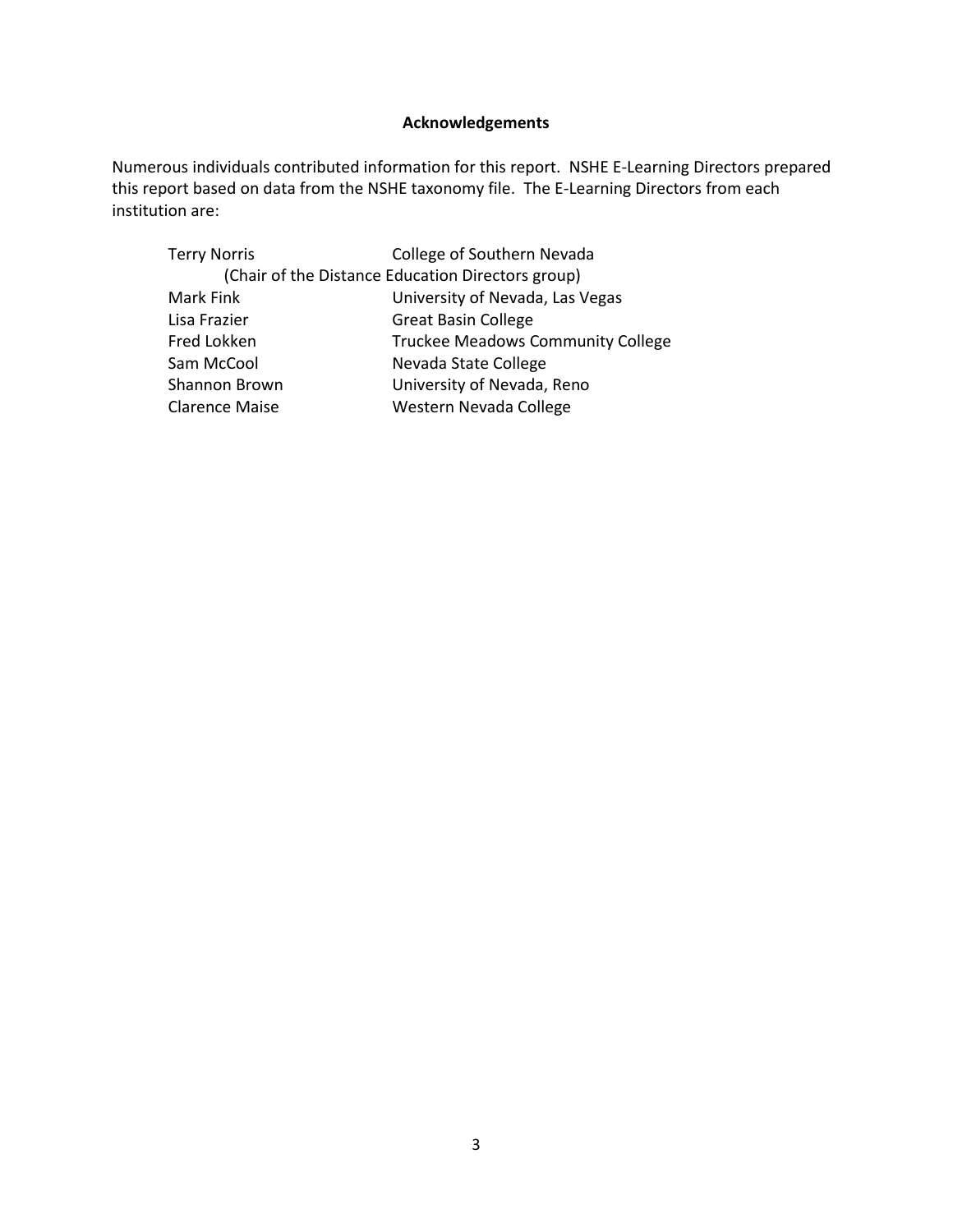## Acknowledgements

Numerous individuals contributed information for this report. NSHE E-Learning Directors prepared this report based on data from the NSHE taxonomy file. The E-Learning Directors from each institution are:

| | |
|---|---|
| Terry Norris (Chair of the Distance Education Directors group) | College of Southern Nevada |
| Mark Fink | University of Nevada, Las Vegas |
| Lisa Frazier | Great Basin College |
| Fred Lokken | Truckee Meadows Community College |
| Sam McCool | Nevada State College |
| Shannon Brown | University of Nevada, Reno |
| Clarence Maise | Western Nevada College |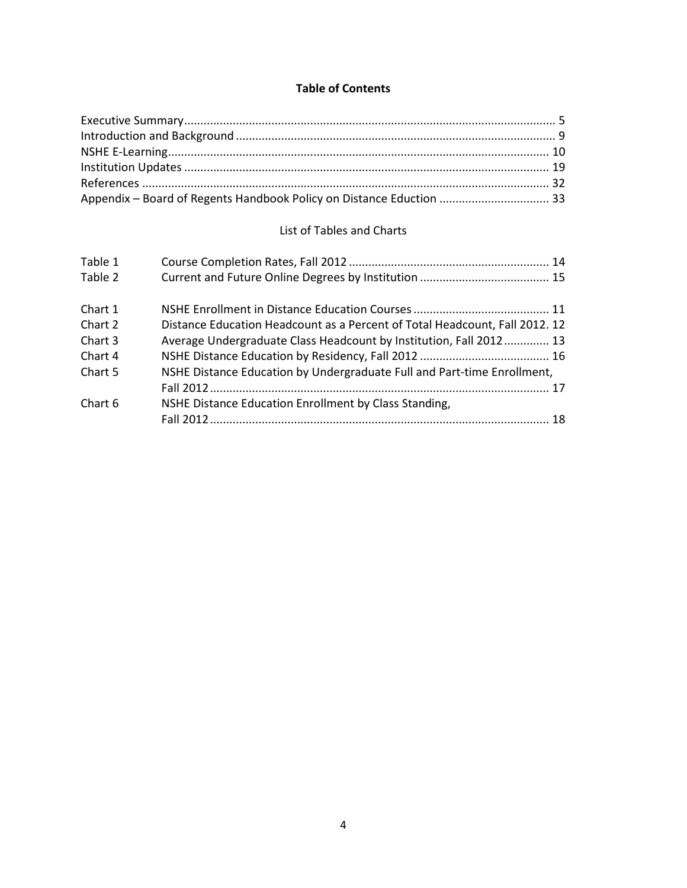# Table of Contents

Executive Summary................................................................................................................. 5
Introduction and Background ................................................................................................. 9
NSHE E-Learning.................................................................................................................... 10
Institution Updates ............................................................................................................... 19
References ............................................................................................................................ 32
Appendix – Board of Regents Handbook Policy on Distance Eduction .................................. 33

## List of Tables and Charts

| | | |
|---|---|---|
| Table 1 | Course Completion Rates, Fall 2012 | 14 |
| Table 2 | Current and Future Online Degrees by Institution | 15 |
| Chart 1 | NSHE Enrollment in Distance Education Courses | 11 |
| Chart 2 | Distance Education Headcount as a Percent of Total Headcount, Fall 2012 | 12 |
| Chart 3 | Average Undergraduate Class Headcount by Institution, Fall 2012 | 13 |
| Chart 4 | NSHE Distance Education by Residency, Fall 2012 | 16 |
| Chart 5 | NSHE Distance Education by Undergraduate Full and Part-time Enrollment, Fall 2012 | 17 |
| Chart 6 | NSHE Distance Education Enrollment by Class Standing, Fall 2012 | 18 |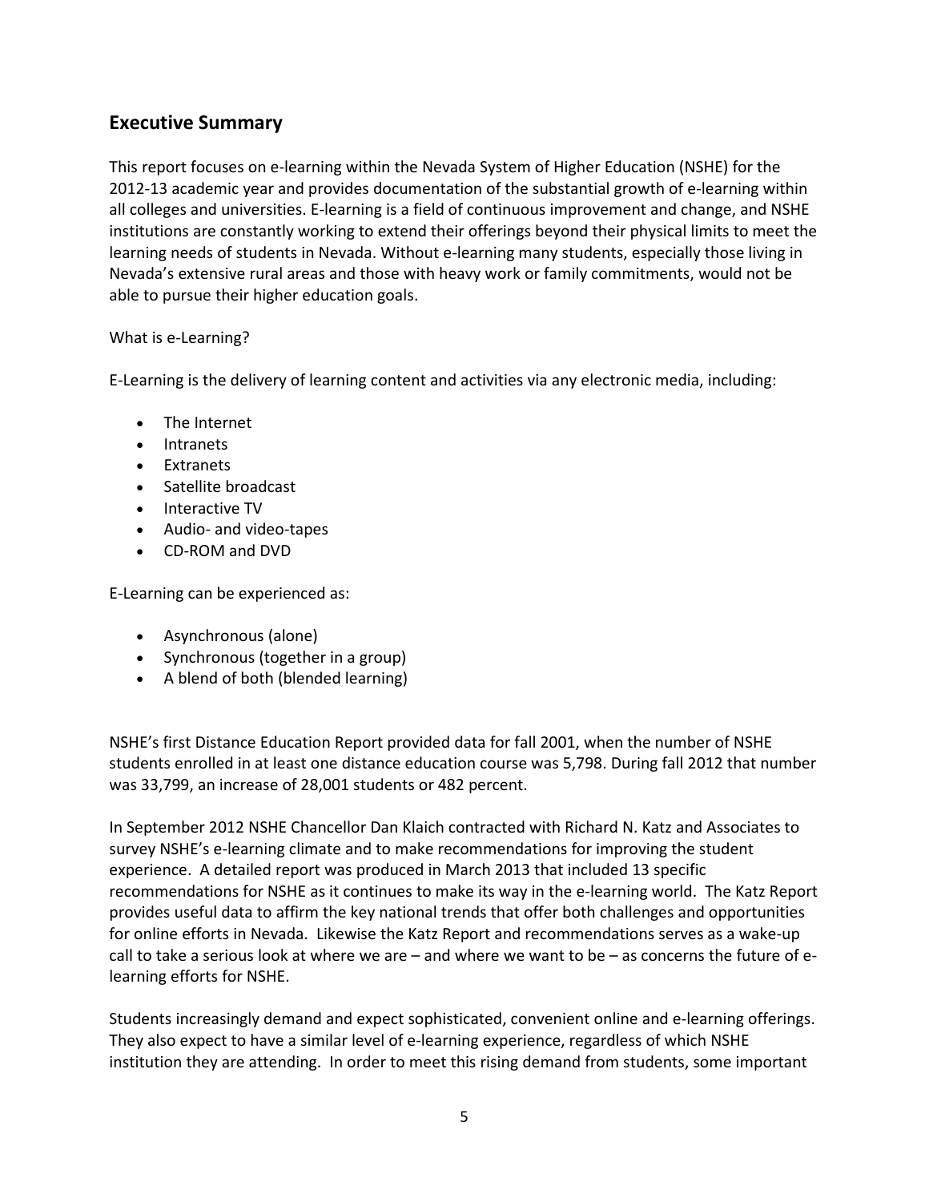## Executive Summary

This report focuses on e-learning within the Nevada System of Higher Education (NSHE) for the 2012-13 academic year and provides documentation of the substantial growth of e-learning within all colleges and universities. E-learning is a field of continuous improvement and change, and NSHE institutions are constantly working to extend their offerings beyond their physical limits to meet the learning needs of students in Nevada. Without e-learning many students, especially those living in Nevada's extensive rural areas and those with heavy work or family commitments, would not be able to pursue their higher education goals.

What is e-Learning?

E-Learning is the delivery of learning content and activities via any electronic media, including:

- The Internet
- Intranets
- Extranets
- Satellite broadcast
- Interactive TV
- Audio- and video-tapes
- CD-ROM and DVD

E-Learning can be experienced as:

- Asynchronous (alone)
- Synchronous (together in a group)
- A blend of both (blended learning)

NSHE's first Distance Education Report provided data for fall 2001, when the number of NSHE students enrolled in at least one distance education course was 5,798. During fall 2012 that number was 33,799, an increase of 28,001 students or 482 percent.

In September 2012 NSHE Chancellor Dan Klaich contracted with Richard N. Katz and Associates to survey NSHE's e-learning climate and to make recommendations for improving the student experience. A detailed report was produced in March 2013 that included 13 specific recommendations for NSHE as it continues to make its way in the e-learning world. The Katz Report provides useful data to affirm the key national trends that offer both challenges and opportunities for online efforts in Nevada. Likewise the Katz Report and recommendations serves as a wake-up call to take a serious look at where we are – and where we want to be – as concerns the future of e-learning efforts for NSHE.

Students increasingly demand and expect sophisticated, convenient online and e-learning offerings. They also expect to have a similar level of e-learning experience, regardless of which NSHE institution they are attending. In order to meet this rising demand from students, some important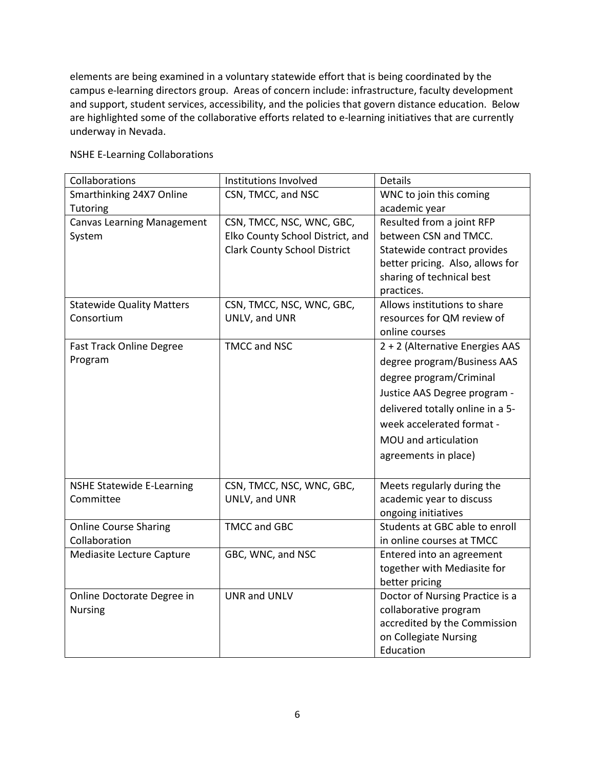elements are being examined in a voluntary statewide effort that is being coordinated by the campus e-learning directors group. Areas of concern include: infrastructure, faculty development and support, student services, accessibility, and the policies that govern distance education. Below are highlighted some of the collaborative efforts related to e-learning initiatives that are currently underway in Nevada.

NSHE E-Learning Collaborations

| Collaborations | Institutions Involved | Details |
| --- | --- | --- |
| Smarthinking 24X7 Online Tutoring | CSN, TMCC, and NSC | WNC to join this coming academic year |
| Canvas Learning Management System | CSN, TMCC, NSC, WNC, GBC, Elko County School District, and Clark County School District | Resulted from a joint RFP between CSN and TMCC. Statewide contract provides better pricing. Also, allows for sharing of technical best practices. |
| Statewide Quality Matters Consortium | CSN, TMCC, NSC, WNC, GBC, UNLV, and UNR | Allows institutions to share resources for QM review of online courses |
| Fast Track Online Degree Program | TMCC and NSC | 2 + 2 (Alternative Energies AAS degree program/Business AAS degree program/Criminal Justice AAS Degree program - delivered totally online in a 5-week accelerated format - MOU and articulation agreements in place) |
| NSHE Statewide E-Learning Committee | CSN, TMCC, NSC, WNC, GBC, UNLV, and UNR | Meets regularly during the academic year to discuss ongoing initiatives |
| Online Course Sharing Collaboration | TMCC and GBC | Students at GBC able to enroll in online courses at TMCC |
| Mediasite Lecture Capture | GBC, WNC, and NSC | Entered into an agreement together with Mediasite for better pricing |
| Online Doctorate Degree in Nursing | UNR and UNLV | Doctor of Nursing Practice is a collaborative program accredited by the Commission on Collegiate Nursing Education |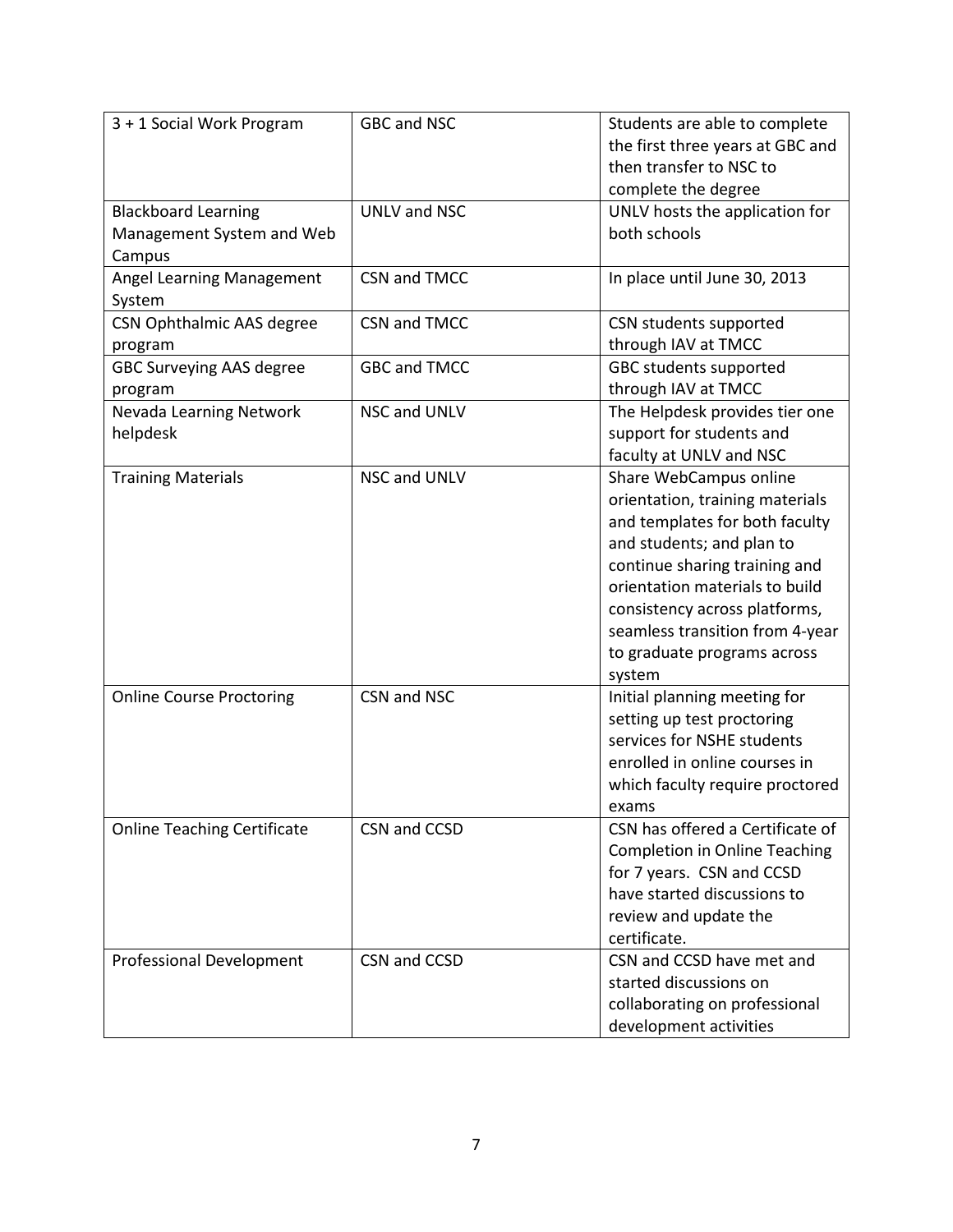| | | |
|---|---|---|
| 3 + 1 Social Work Program | GBC and NSC | Students are able to complete the first three years at GBC and then transfer to NSC to complete the degree |
| Blackboard Learning Management System and Web Campus | UNLV and NSC | UNLV hosts the application for both schools |
| Angel Learning Management System | CSN and TMCC | In place until June 30, 2013 |
| CSN Ophthalmic AAS degree program | CSN and TMCC | CSN students supported through IAV at TMCC |
| GBC Surveying AAS degree program | GBC and TMCC | GBC students supported through IAV at TMCC |
| Nevada Learning Network helpdesk | NSC and UNLV | The Helpdesk provides tier one support for students and faculty at UNLV and NSC |
| Training Materials | NSC and UNLV | Share WebCampus online orientation, training materials and templates for both faculty and students; and plan to continue sharing training and orientation materials to build consistency across platforms, seamless transition from 4-year to graduate programs across system |
| Online Course Proctoring | CSN and NSC | Initial planning meeting for setting up test proctoring services for NSHE students enrolled in online courses in which faculty require proctored exams |
| Online Teaching Certificate | CSN and CCSD | CSN has offered a Certificate of Completion in Online Teaching for 7 years. CSN and CCSD have started discussions to review and update the certificate. |
| Professional Development | CSN and CCSD | CSN and CCSD have met and started discussions on collaborating on professional development activities |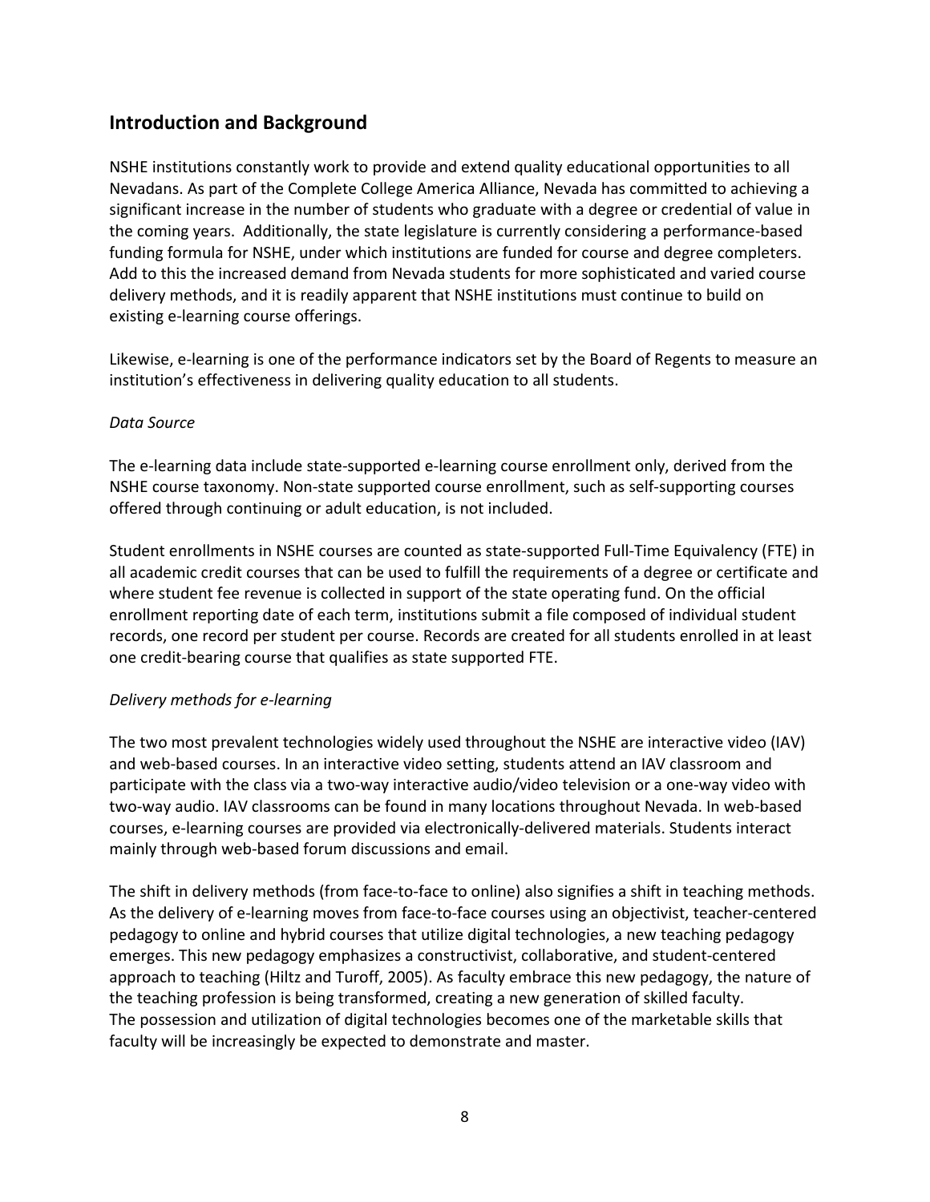## Introduction and Background

NSHE institutions constantly work to provide and extend quality educational opportunities to all Nevadans. As part of the Complete College America Alliance, Nevada has committed to achieving a significant increase in the number of students who graduate with a degree or credential of value in the coming years. Additionally, the state legislature is currently considering a performance-based funding formula for NSHE, under which institutions are funded for course and degree completers. Add to this the increased demand from Nevada students for more sophisticated and varied course delivery methods, and it is readily apparent that NSHE institutions must continue to build on existing e-learning course offerings.

Likewise, e-learning is one of the performance indicators set by the Board of Regents to measure an institution's effectiveness in delivering quality education to all students.

*Data Source*

The e-learning data include state-supported e-learning course enrollment only, derived from the NSHE course taxonomy. Non-state supported course enrollment, such as self-supporting courses offered through continuing or adult education, is not included.

Student enrollments in NSHE courses are counted as state-supported Full-Time Equivalency (FTE) in all academic credit courses that can be used to fulfill the requirements of a degree or certificate and where student fee revenue is collected in support of the state operating fund. On the official enrollment reporting date of each term, institutions submit a file composed of individual student records, one record per student per course. Records are created for all students enrolled in at least one credit-bearing course that qualifies as state supported FTE.

*Delivery methods for e-learning*

The two most prevalent technologies widely used throughout the NSHE are interactive video (IAV) and web-based courses. In an interactive video setting, students attend an IAV classroom and participate with the class via a two-way interactive audio/video television or a one-way video with two-way audio. IAV classrooms can be found in many locations throughout Nevada. In web-based courses, e-learning courses are provided via electronically-delivered materials. Students interact mainly through web-based forum discussions and email.

The shift in delivery methods (from face-to-face to online) also signifies a shift in teaching methods. As the delivery of e-learning moves from face-to-face courses using an objectivist, teacher-centered pedagogy to online and hybrid courses that utilize digital technologies, a new teaching pedagogy emerges. This new pedagogy emphasizes a constructivist, collaborative, and student-centered approach to teaching (Hiltz and Turoff, 2005). As faculty embrace this new pedagogy, the nature of the teaching profession is being transformed, creating a new generation of skilled faculty. The possession and utilization of digital technologies becomes one of the marketable skills that faculty will be increasingly be expected to demonstrate and master.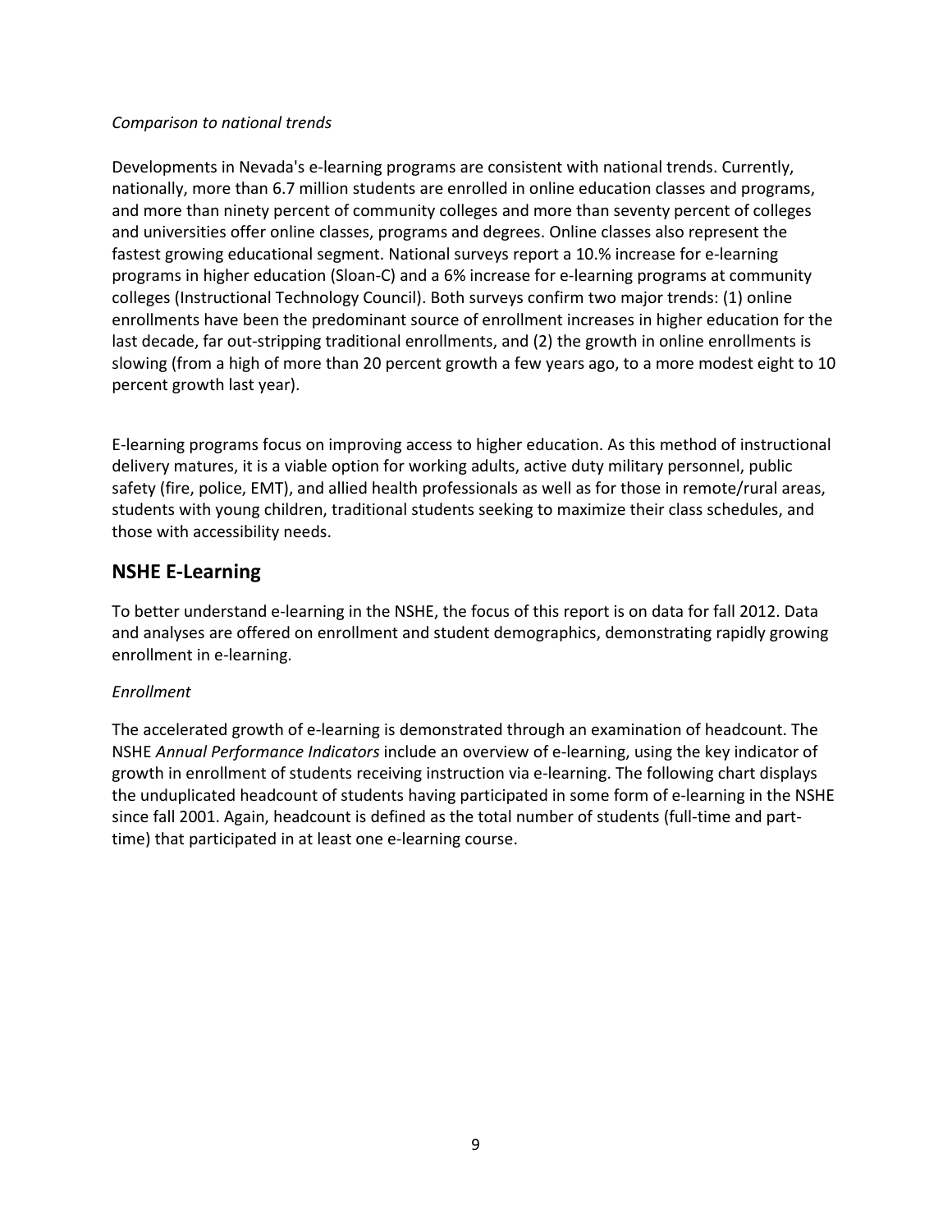*Comparison to national trends*

Developments in Nevada's e-learning programs are consistent with national trends. Currently, nationally, more than 6.7 million students are enrolled in online education classes and programs, and more than ninety percent of community colleges and more than seventy percent of colleges and universities offer online classes, programs and degrees. Online classes also represent the fastest growing educational segment. National surveys report a 10.% increase for e-learning programs in higher education (Sloan-C) and a 6% increase for e-learning programs at community colleges (Instructional Technology Council). Both surveys confirm two major trends: (1) online enrollments have been the predominant source of enrollment increases in higher education for the last decade, far out-stripping traditional enrollments, and (2) the growth in online enrollments is slowing (from a high of more than 20 percent growth a few years ago, to a more modest eight to 10 percent growth last year).

E-learning programs focus on improving access to higher education. As this method of instructional delivery matures, it is a viable option for working adults, active duty military personnel, public safety (fire, police, EMT), and allied health professionals as well as for those in remote/rural areas, students with young children, traditional students seeking to maximize their class schedules, and those with accessibility needs.

## NSHE E-Learning

To better understand e-learning in the NSHE, the focus of this report is on data for fall 2012. Data and analyses are offered on enrollment and student demographics, demonstrating rapidly growing enrollment in e-learning.

*Enrollment*

The accelerated growth of e-learning is demonstrated through an examination of headcount. The NSHE *Annual Performance Indicators* include an overview of e-learning, using the key indicator of growth in enrollment of students receiving instruction via e-learning. The following chart displays the unduplicated headcount of students having participated in some form of e-learning in the NSHE since fall 2001. Again, headcount is defined as the total number of students (full-time and part-time) that participated in at least one e-learning course.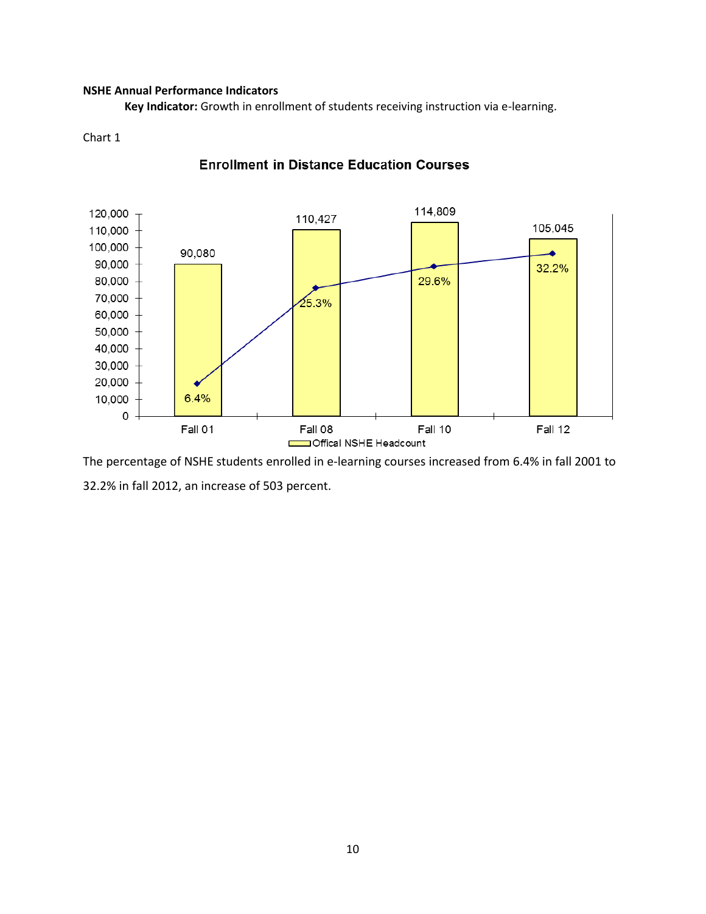**NSHE Annual Performance Indicators**

**Key Indicator:** Growth in enrollment of students receiving instruction via e-learning.

Chart 1

**Enrollment in Distance Education Courses**

| | Fall 01 | Fall 08 | Fall 10 | Fall 12 |
|---|---|---|---|---|
| Offical NSHE Headcount | 90,080 | 110,427 | 114,809 | 105,045 |
| Percentage | 6.4% | 25.3% | 29.6% | 32.2% |

The percentage of NSHE students enrolled in e-learning courses increased from 6.4% in fall 2001 to 32.2% in fall 2012, an increase of 503 percent.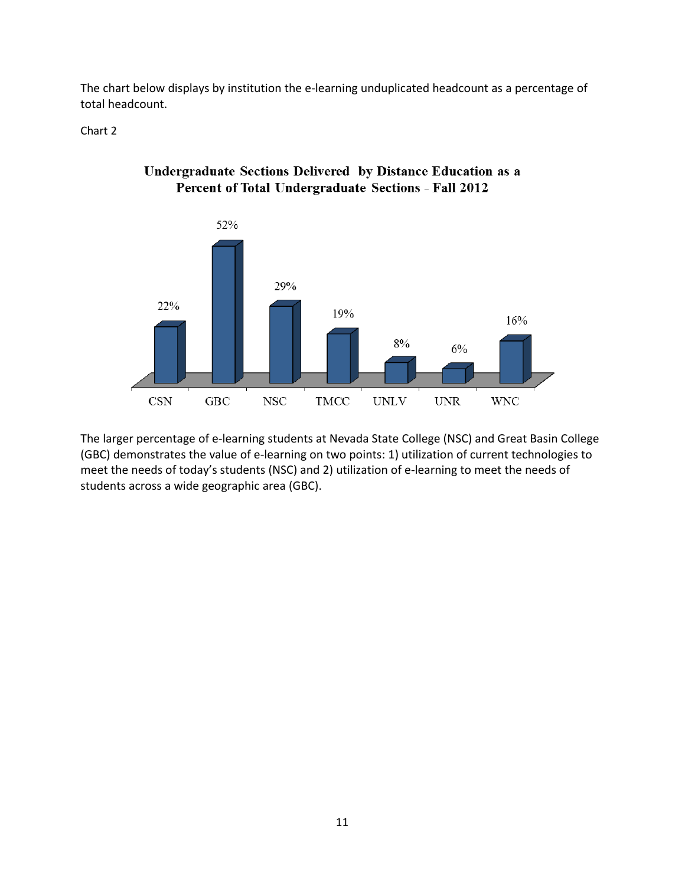The chart below displays by institution the e-learning unduplicated headcount as a percentage of total headcount.

Chart 2

**Undergraduate Sections Delivered by Distance Education as a Percent of Total Undergraduate Sections - Fall 2012**

| CSN | GBC | NSC | TMCC | UNLV | UNR | WNC |
|---|---|---|---|---|---|---|
| 22% | 52% | 29% | 19% | 8% | 6% | 16% |

The larger percentage of e-learning students at Nevada State College (NSC) and Great Basin College (GBC) demonstrates the value of e-learning on two points: 1) utilization of current technologies to meet the needs of today's students (NSC) and 2) utilization of e-learning to meet the needs of students across a wide geographic area (GBC).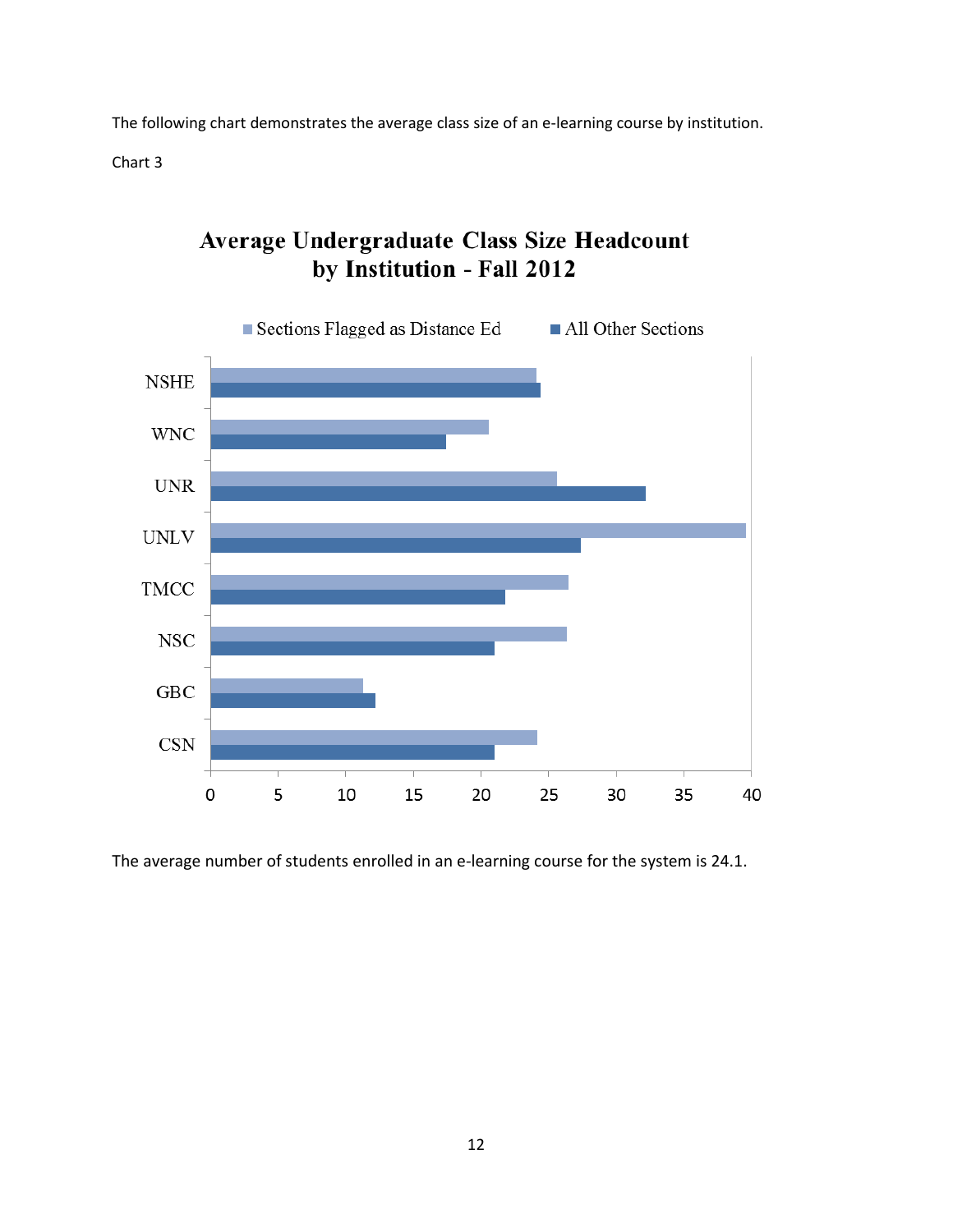The following chart demonstrates the average class size of an e-learning course by institution.

Chart 3

**Average Undergraduate Class Size Headcount by Institution - Fall 2012**

Sections Flagged as Distance Ed | All Other Sections

NSHE
WNC
UNR
UNLV
TMCC
NSC
GBC
CSN

0 5 10 15 20 25 30 35 40

The average number of students enrolled in an e-learning course for the system is 24.1.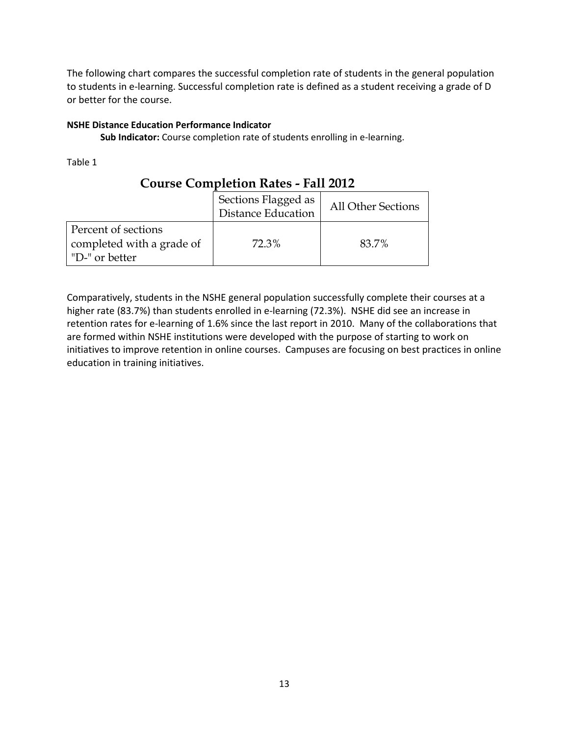The following chart compares the successful completion rate of students in the general population to students in e-learning. Successful completion rate is defined as a student receiving a grade of D or better for the course.

**NSHE Distance Education Performance Indicator**

**Sub Indicator:** Course completion rate of students enrolling in e-learning.

Table 1

**Course Completion Rates - Fall 2012**

| | Sections Flagged as Distance Education | All Other Sections |
|---|---|---|
| Percent of sections completed with a grade of "D-" or better | 72.3% | 83.7% |

Comparatively, students in the NSHE general population successfully complete their courses at a higher rate (83.7%) than students enrolled in e-learning (72.3%). NSHE did see an increase in retention rates for e-learning of 1.6% since the last report in 2010. Many of the collaborations that are formed within NSHE institutions were developed with the purpose of starting to work on initiatives to improve retention in online courses. Campuses are focusing on best practices in online education in training initiatives.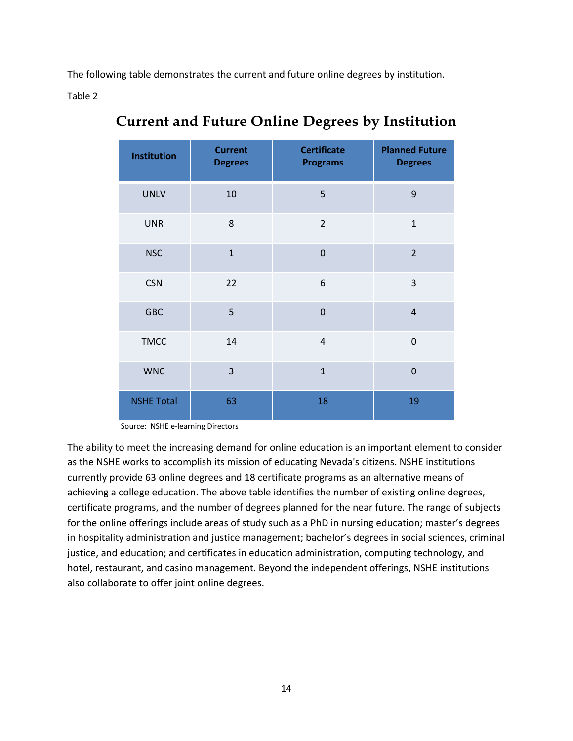The following table demonstrates the current and future online degrees by institution.

Table 2

## Current and Future Online Degrees by Institution

| Institution | Current Degrees | Certificate Programs | Planned Future Degrees |
|---|---|---|---|
| UNLV | 10 | 5 | 9 |
| UNR | 8 | 2 | 1 |
| NSC | 1 | 0 | 2 |
| CSN | 22 | 6 | 3 |
| GBC | 5 | 0 | 4 |
| TMCC | 14 | 4 | 0 |
| WNC | 3 | 1 | 0 |
| NSHE Total | 63 | 18 | 19 |

Source: NSHE e-learning Directors

The ability to meet the increasing demand for online education is an important element to consider as the NSHE works to accomplish its mission of educating Nevada's citizens. NSHE institutions currently provide 63 online degrees and 18 certificate programs as an alternative means of achieving a college education. The above table identifies the number of existing online degrees, certificate programs, and the number of degrees planned for the near future. The range of subjects for the online offerings include areas of study such as a PhD in nursing education; master's degrees in hospitality administration and justice management; bachelor's degrees in social sciences, criminal justice, and education; and certificates in education administration, computing technology, and hotel, restaurant, and casino management. Beyond the independent offerings, NSHE institutions also collaborate to offer joint online degrees.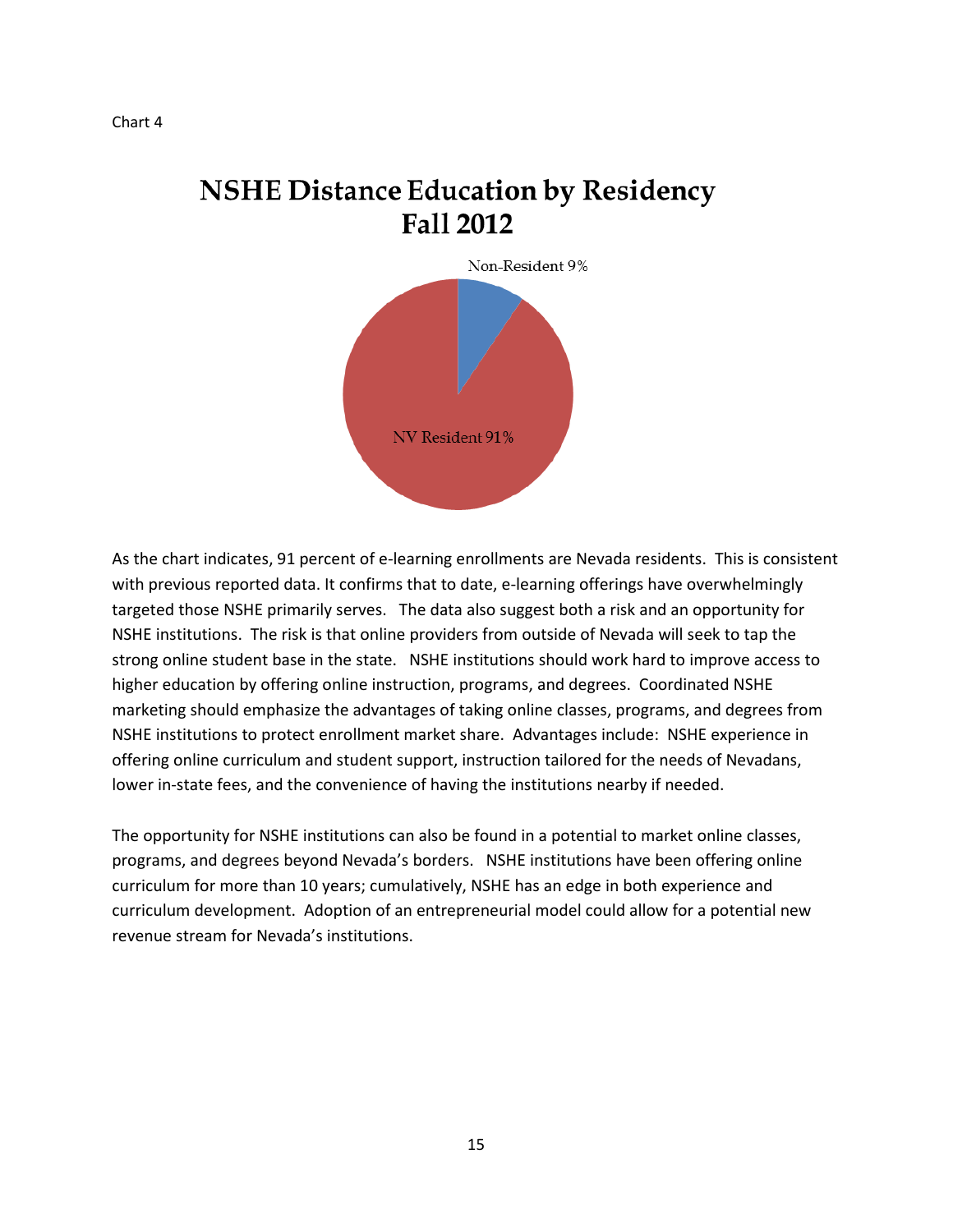Chart 4

## NSHE Distance Education by Residency Fall 2012

Non-Resident 9%

NV Resident 91%

As the chart indicates, 91 percent of e-learning enrollments are Nevada residents. This is consistent with previous reported data. It confirms that to date, e-learning offerings have overwhelmingly targeted those NSHE primarily serves. The data also suggest both a risk and an opportunity for NSHE institutions. The risk is that online providers from outside of Nevada will seek to tap the strong online student base in the state. NSHE institutions should work hard to improve access to higher education by offering online instruction, programs, and degrees. Coordinated NSHE marketing should emphasize the advantages of taking online classes, programs, and degrees from NSHE institutions to protect enrollment market share. Advantages include: NSHE experience in offering online curriculum and student support, instruction tailored for the needs of Nevadans, lower in-state fees, and the convenience of having the institutions nearby if needed.

The opportunity for NSHE institutions can also be found in a potential to market online classes, programs, and degrees beyond Nevada's borders. NSHE institutions have been offering online curriculum for more than 10 years; cumulatively, NSHE has an edge in both experience and curriculum development. Adoption of an entrepreneurial model could allow for a potential new revenue stream for Nevada's institutions.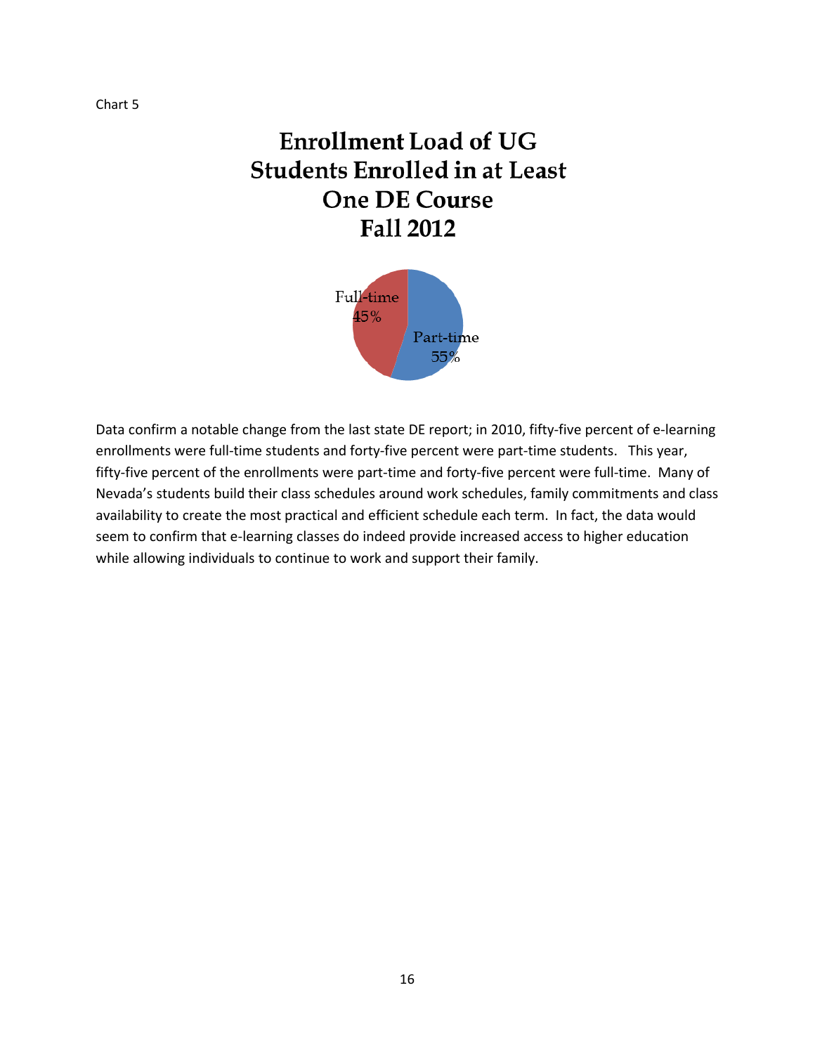Chart 5

## Enrollment Load of UG Students Enrolled in at Least One DE Course Fall 2012

Full-time 45%

Part-time 55%

Data confirm a notable change from the last state DE report; in 2010, fifty-five percent of e-learning enrollments were full-time students and forty-five percent were part-time students. This year, fifty-five percent of the enrollments were part-time and forty-five percent were full-time. Many of Nevada's students build their class schedules around work schedules, family commitments and class availability to create the most practical and efficient schedule each term. In fact, the data would seem to confirm that e-learning classes do indeed provide increased access to higher education while allowing individuals to continue to work and support their family.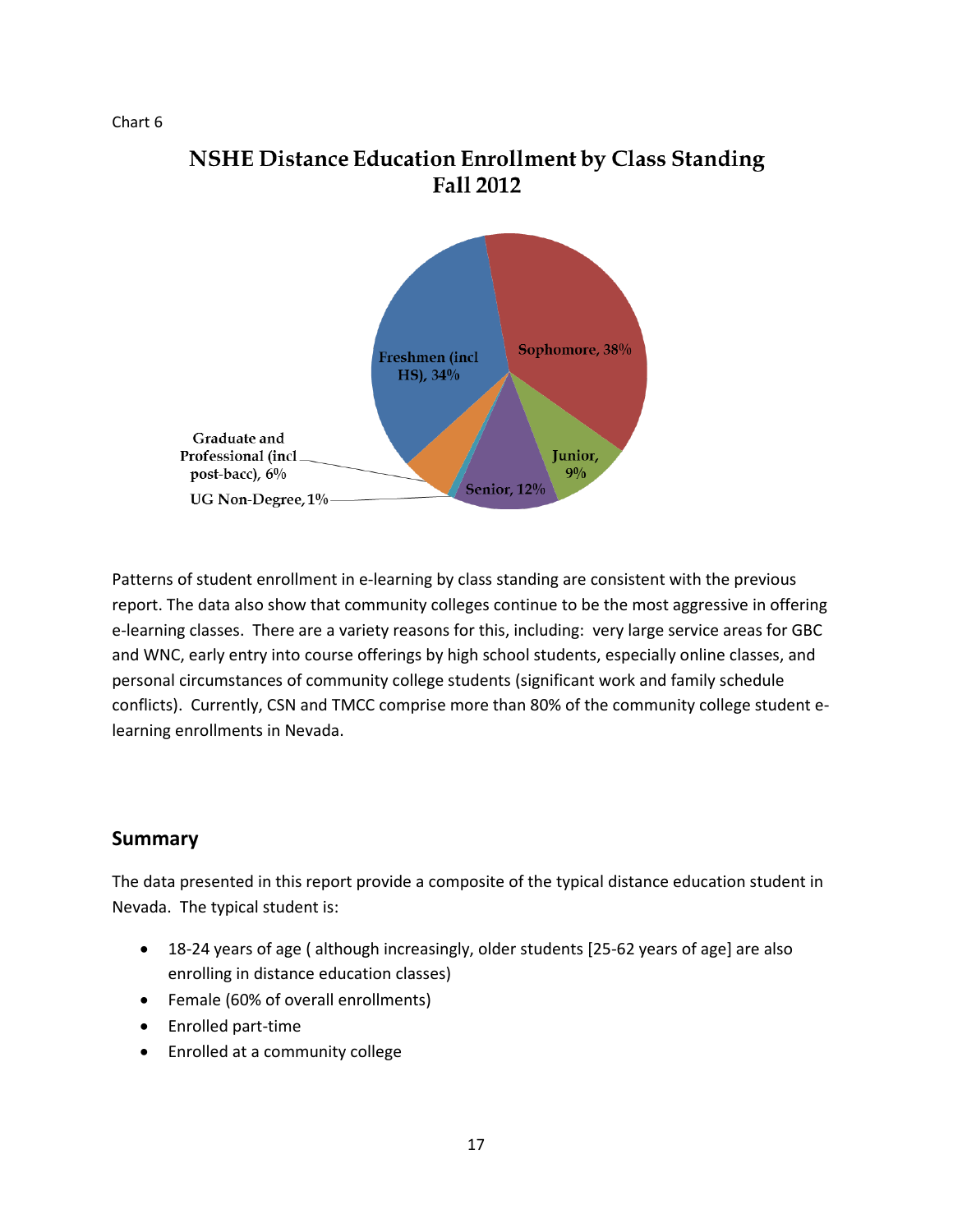Chart 6

**NSHE Distance Education Enrollment by Class Standing Fall 2012**

Freshmen (incl HS), 34%
Sophomore, 38%
Junior, 9%
Senior, 12%
UG Non-Degree, 1%
Graduate and Professional (incl post-bacc), 6%

Patterns of student enrollment in e-learning by class standing are consistent with the previous report. The data also show that community colleges continue to be the most aggressive in offering e-learning classes. There are a variety reasons for this, including: very large service areas for GBC and WNC, early entry into course offerings by high school students, especially online classes, and personal circumstances of community college students (significant work and family schedule conflicts). Currently, CSN and TMCC comprise more than 80% of the community college student e-learning enrollments in Nevada.

## Summary

The data presented in this report provide a composite of the typical distance education student in Nevada. The typical student is:

- 18-24 years of age ( although increasingly, older students [25-62 years of age] are also enrolling in distance education classes)
- Female (60% of overall enrollments)
- Enrolled part-time
- Enrolled at a community college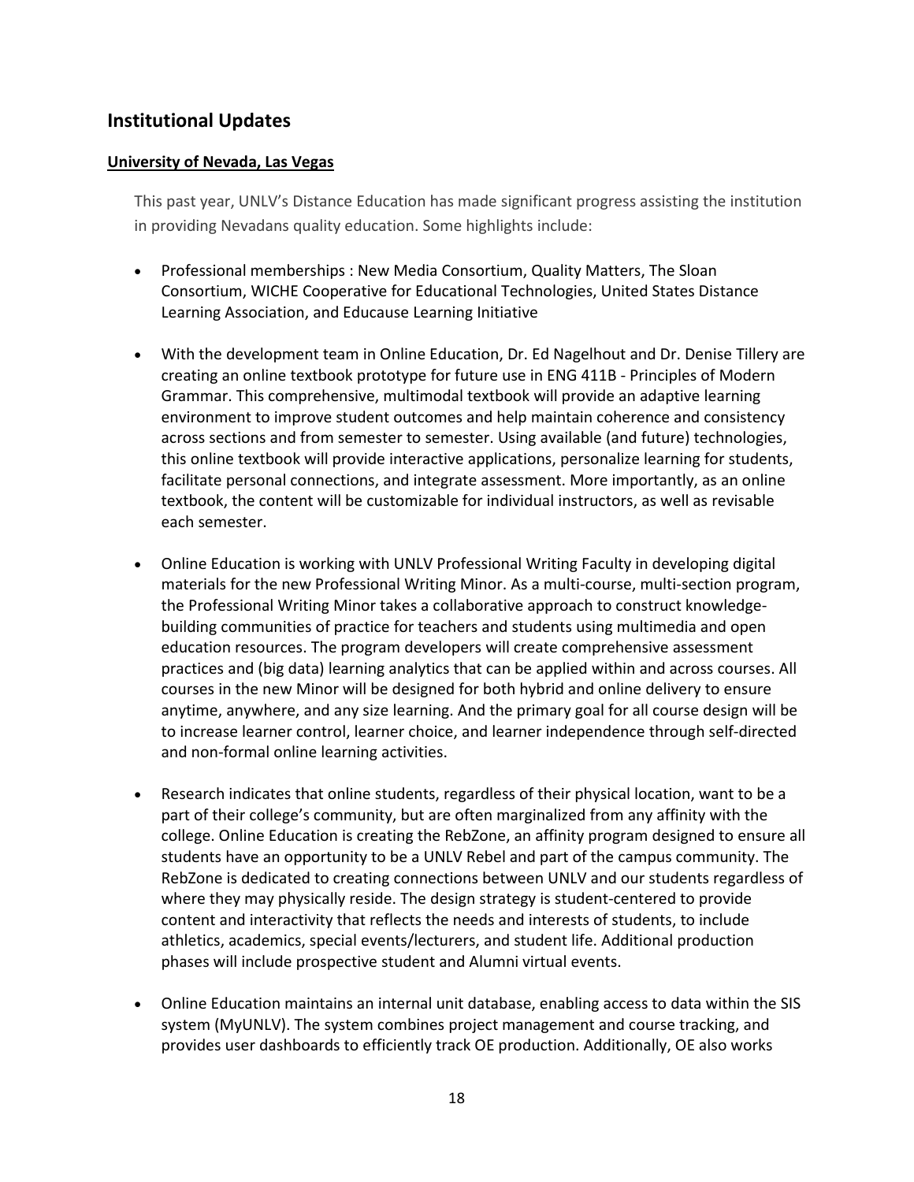## Institutional Updates

### University of Nevada, Las Vegas

This past year, UNLV's Distance Education has made significant progress assisting the institution in providing Nevadans quality education. Some highlights include:

- Professional memberships : New Media Consortium, Quality Matters, The Sloan Consortium, WICHE Cooperative for Educational Technologies, United States Distance Learning Association, and Educause Learning Initiative

- With the development team in Online Education, Dr. Ed Nagelhout and Dr. Denise Tillery are creating an online textbook prototype for future use in ENG 411B - Principles of Modern Grammar. This comprehensive, multimodal textbook will provide an adaptive learning environment to improve student outcomes and help maintain coherence and consistency across sections and from semester to semester. Using available (and future) technologies, this online textbook will provide interactive applications, personalize learning for students, facilitate personal connections, and integrate assessment. More importantly, as an online textbook, the content will be customizable for individual instructors, as well as revisable each semester.

- Online Education is working with UNLV Professional Writing Faculty in developing digital materials for the new Professional Writing Minor. As a multi-course, multi-section program, the Professional Writing Minor takes a collaborative approach to construct knowledge-building communities of practice for teachers and students using multimedia and open education resources. The program developers will create comprehensive assessment practices and (big data) learning analytics that can be applied within and across courses. All courses in the new Minor will be designed for both hybrid and online delivery to ensure anytime, anywhere, and any size learning. And the primary goal for all course design will be to increase learner control, learner choice, and learner independence through self-directed and non-formal online learning activities.

- Research indicates that online students, regardless of their physical location, want to be a part of their college's community, but are often marginalized from any affinity with the college. Online Education is creating the RebZone, an affinity program designed to ensure all students have an opportunity to be a UNLV Rebel and part of the campus community. The RebZone is dedicated to creating connections between UNLV and our students regardless of where they may physically reside. The design strategy is student-centered to provide content and interactivity that reflects the needs and interests of students, to include athletics, academics, special events/lecturers, and student life. Additional production phases will include prospective student and Alumni virtual events.

- Online Education maintains an internal unit database, enabling access to data within the SIS system (MyUNLV). The system combines project management and course tracking, and provides user dashboards to efficiently track OE production. Additionally, OE also works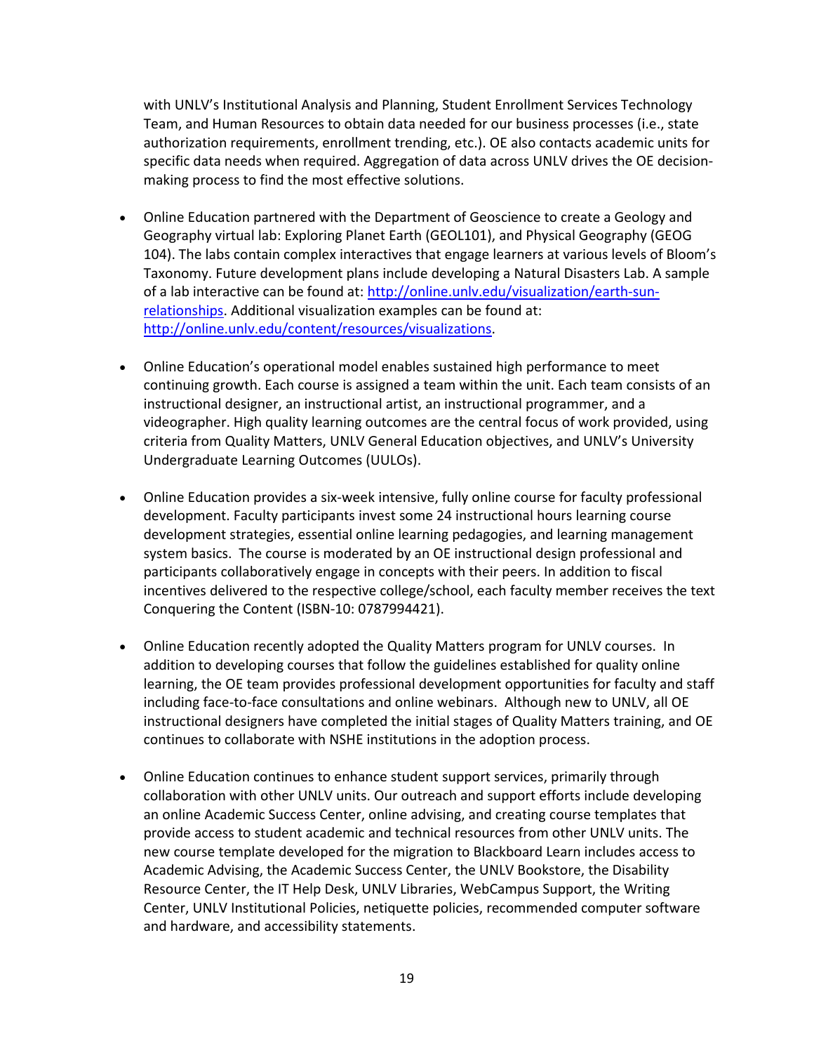with UNLV's Institutional Analysis and Planning, Student Enrollment Services Technology Team, and Human Resources to obtain data needed for our business processes (i.e., state authorization requirements, enrollment trending, etc.). OE also contacts academic units for specific data needs when required. Aggregation of data across UNLV drives the OE decision-making process to find the most effective solutions.

- Online Education partnered with the Department of Geoscience to create a Geology and Geography virtual lab: Exploring Planet Earth (GEOL101), and Physical Geography (GEOG 104). The labs contain complex interactives that engage learners at various levels of Bloom's Taxonomy. Future development plans include developing a Natural Disasters Lab. A sample of a lab interactive can be found at: [http://online.unlv.edu/visualization/earth-sun-relationships](http://online.unlv.edu/visualization/earth-sun-relationships). Additional visualization examples can be found at: [http://online.unlv.edu/content/resources/visualizations](http://online.unlv.edu/content/resources/visualizations).

- Online Education's operational model enables sustained high performance to meet continuing growth. Each course is assigned a team within the unit. Each team consists of an instructional designer, an instructional artist, an instructional programmer, and a videographer. High quality learning outcomes are the central focus of work provided, using criteria from Quality Matters, UNLV General Education objectives, and UNLV's University Undergraduate Learning Outcomes (UULOs).

- Online Education provides a six-week intensive, fully online course for faculty professional development. Faculty participants invest some 24 instructional hours learning course development strategies, essential online learning pedagogies, and learning management system basics. The course is moderated by an OE instructional design professional and participants collaboratively engage in concepts with their peers. In addition to fiscal incentives delivered to the respective college/school, each faculty member receives the text Conquering the Content (ISBN-10: 0787994421).

- Online Education recently adopted the Quality Matters program for UNLV courses. In addition to developing courses that follow the guidelines established for quality online learning, the OE team provides professional development opportunities for faculty and staff including face-to-face consultations and online webinars. Although new to UNLV, all OE instructional designers have completed the initial stages of Quality Matters training, and OE continues to collaborate with NSHE institutions in the adoption process.

- Online Education continues to enhance student support services, primarily through collaboration with other UNLV units. Our outreach and support efforts include developing an online Academic Success Center, online advising, and creating course templates that provide access to student academic and technical resources from other UNLV units. The new course template developed for the migration to Blackboard Learn includes access to Academic Advising, the Academic Success Center, the UNLV Bookstore, the Disability Resource Center, the IT Help Desk, UNLV Libraries, WebCampus Support, the Writing Center, UNLV Institutional Policies, netiquette policies, recommended computer software and hardware, and accessibility statements.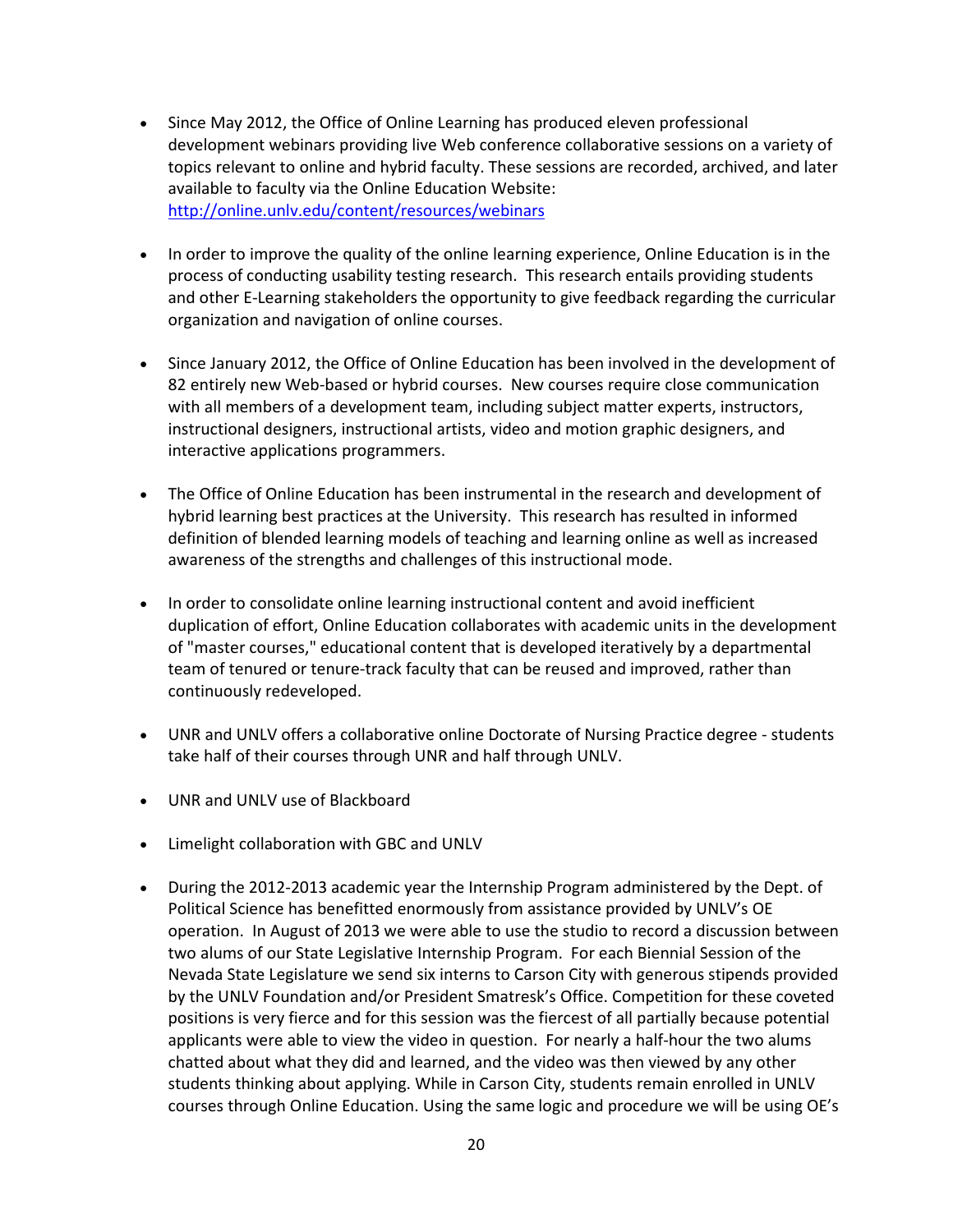- Since May 2012, the Office of Online Learning has produced eleven professional development webinars providing live Web conference collaborative sessions on a variety of topics relevant to online and hybrid faculty. These sessions are recorded, archived, and later available to faculty via the Online Education Website: http://online.unlv.edu/content/resources/webinars

- In order to improve the quality of the online learning experience, Online Education is in the process of conducting usability testing research. This research entails providing students and other E-Learning stakeholders the opportunity to give feedback regarding the curricular organization and navigation of online courses.

- Since January 2012, the Office of Online Education has been involved in the development of 82 entirely new Web-based or hybrid courses. New courses require close communication with all members of a development team, including subject matter experts, instructors, instructional designers, instructional artists, video and motion graphic designers, and interactive applications programmers.

- The Office of Online Education has been instrumental in the research and development of hybrid learning best practices at the University. This research has resulted in informed definition of blended learning models of teaching and learning online as well as increased awareness of the strengths and challenges of this instructional mode.

- In order to consolidate online learning instructional content and avoid inefficient duplication of effort, Online Education collaborates with academic units in the development of "master courses," educational content that is developed iteratively by a departmental team of tenured or tenure-track faculty that can be reused and improved, rather than continuously redeveloped.

- UNR and UNLV offers a collaborative online Doctorate of Nursing Practice degree - students take half of their courses through UNR and half through UNLV.

- UNR and UNLV use of Blackboard

- Limelight collaboration with GBC and UNLV

- During the 2012-2013 academic year the Internship Program administered by the Dept. of Political Science has benefitted enormously from assistance provided by UNLV's OE operation. In August of 2013 we were able to use the studio to record a discussion between two alums of our State Legislative Internship Program. For each Biennial Session of the Nevada State Legislature we send six interns to Carson City with generous stipends provided by the UNLV Foundation and/or President Smatresk's Office. Competition for these coveted positions is very fierce and for this session was the fiercest of all partially because potential applicants were able to view the video in question. For nearly a half-hour the two alums chatted about what they did and learned, and the video was then viewed by any other students thinking about applying. While in Carson City, students remain enrolled in UNLV courses through Online Education. Using the same logic and procedure we will be using OE's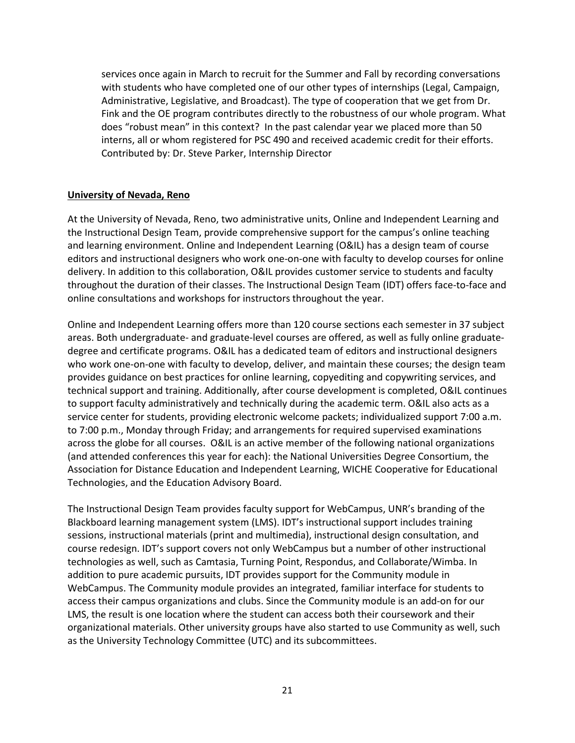services once again in March to recruit for the Summer and Fall by recording conversations with students who have completed one of our other types of internships (Legal, Campaign, Administrative, Legislative, and Broadcast). The type of cooperation that we get from Dr. Fink and the OE program contributes directly to the robustness of our whole program. What does "robust mean" in this context? In the past calendar year we placed more than 50 interns, all or whom registered for PSC 490 and received academic credit for their efforts. Contributed by: Dr. Steve Parker, Internship Director

**University of Nevada, Reno**

At the University of Nevada, Reno, two administrative units, Online and Independent Learning and the Instructional Design Team, provide comprehensive support for the campus's online teaching and learning environment. Online and Independent Learning (O&IL) has a design team of course editors and instructional designers who work one-on-one with faculty to develop courses for online delivery. In addition to this collaboration, O&IL provides customer service to students and faculty throughout the duration of their classes. The Instructional Design Team (IDT) offers face-to-face and online consultations and workshops for instructors throughout the year.

Online and Independent Learning offers more than 120 course sections each semester in 37 subject areas. Both undergraduate- and graduate-level courses are offered, as well as fully online graduate-degree and certificate programs. O&IL has a dedicated team of editors and instructional designers who work one-on-one with faculty to develop, deliver, and maintain these courses; the design team provides guidance on best practices for online learning, copyediting and copywriting services, and technical support and training. Additionally, after course development is completed, O&IL continues to support faculty administratively and technically during the academic term. O&IL also acts as a service center for students, providing electronic welcome packets; individualized support 7:00 a.m. to 7:00 p.m., Monday through Friday; and arrangements for required supervised examinations across the globe for all courses. O&IL is an active member of the following national organizations (and attended conferences this year for each): the National Universities Degree Consortium, the Association for Distance Education and Independent Learning, WICHE Cooperative for Educational Technologies, and the Education Advisory Board.

The Instructional Design Team provides faculty support for WebCampus, UNR's branding of the Blackboard learning management system (LMS). IDT's instructional support includes training sessions, instructional materials (print and multimedia), instructional design consultation, and course redesign. IDT's support covers not only WebCampus but a number of other instructional technologies as well, such as Camtasia, Turning Point, Respondus, and Collaborate/Wimba. In addition to pure academic pursuits, IDT provides support for the Community module in WebCampus. The Community module provides an integrated, familiar interface for students to access their campus organizations and clubs. Since the Community module is an add-on for our LMS, the result is one location where the student can access both their coursework and their organizational materials. Other university groups have also started to use Community as well, such as the University Technology Committee (UTC) and its subcommittees.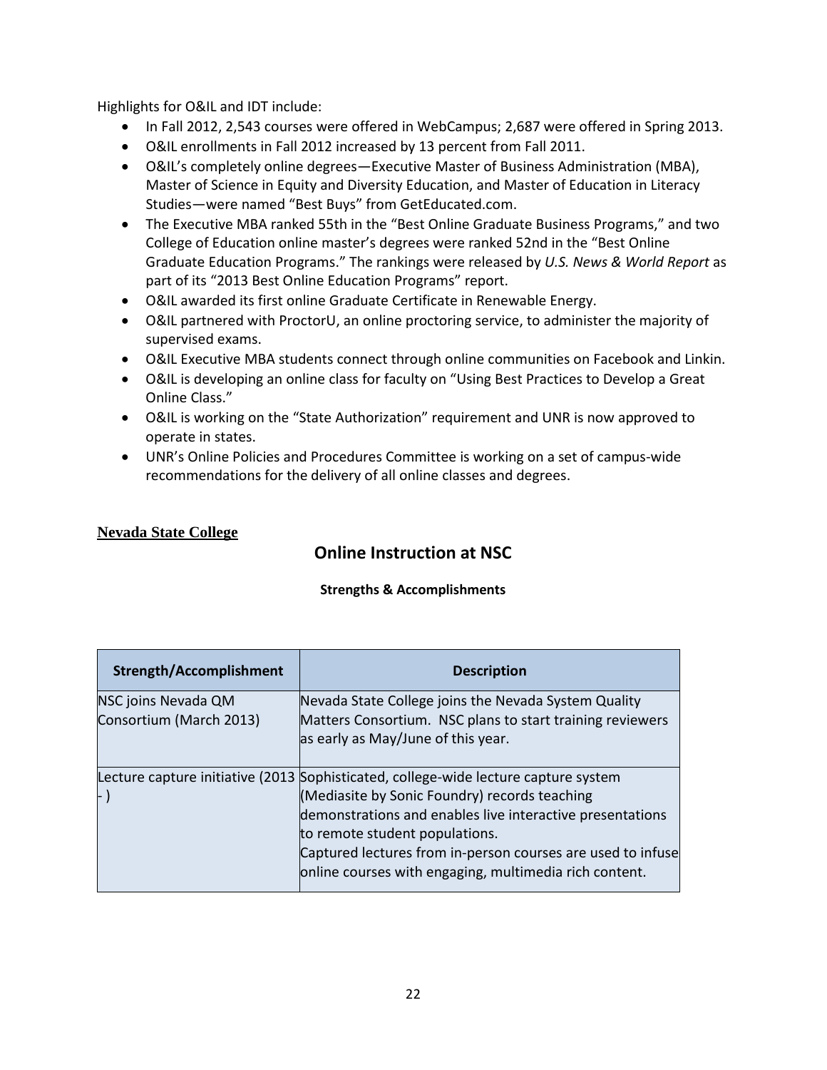Highlights for O&IL and IDT include:

- In Fall 2012, 2,543 courses were offered in WebCampus; 2,687 were offered in Spring 2013.
- O&IL enrollments in Fall 2012 increased by 13 percent from Fall 2011.
- O&IL's completely online degrees—Executive Master of Business Administration (MBA), Master of Science in Equity and Diversity Education, and Master of Education in Literacy Studies—were named "Best Buys" from GetEducated.com.
- The Executive MBA ranked 55th in the "Best Online Graduate Business Programs," and two College of Education online master's degrees were ranked 52nd in the "Best Online Graduate Education Programs." The rankings were released by *U.S. News & World Report* as part of its "2013 Best Online Education Programs" report.
- O&IL awarded its first online Graduate Certificate in Renewable Energy.
- O&IL partnered with ProctorU, an online proctoring service, to administer the majority of supervised exams.
- O&IL Executive MBA students connect through online communities on Facebook and Linkin.
- O&IL is developing an online class for faculty on "Using Best Practices to Develop a Great Online Class."
- O&IL is working on the "State Authorization" requirement and UNR is now approved to operate in states.
- UNR's Online Policies and Procedures Committee is working on a set of campus-wide recommendations for the delivery of all online classes and degrees.

**Nevada State College**

## Online Instruction at NSC

**Strengths & Accomplishments**

| Strength/Accomplishment | Description |
|---|---|
| NSC joins Nevada QM Consortium (March 2013) | Nevada State College joins the Nevada System Quality Matters Consortium. NSC plans to start training reviewers as early as May/June of this year. |
| Lecture capture initiative (2013 - ) | Sophisticated, college-wide lecture capture system (Mediasite by Sonic Foundry) records teaching demonstrations and enables live interactive presentations to remote student populations. Captured lectures from in-person courses are used to infuse online courses with engaging, multimedia rich content. |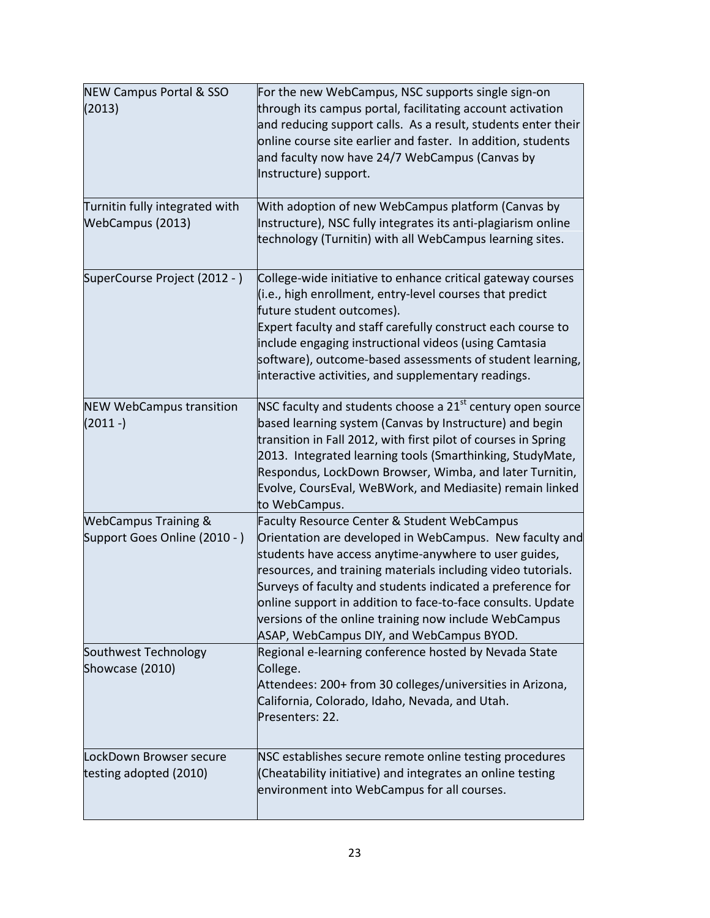| | |
|---|---|
| NEW Campus Portal & SSO (2013) | For the new WebCampus, NSC supports single sign-on through its campus portal, facilitating account activation and reducing support calls. As a result, students enter their online course site earlier and faster. In addition, students and faculty now have 24/7 WebCampus (Canvas by Instructure) support. |
| Turnitin fully integrated with WebCampus (2013) | With adoption of new WebCampus platform (Canvas by Instructure), NSC fully integrates its anti-plagiarism online technology (Turnitin) with all WebCampus learning sites. |
| SuperCourse Project (2012 - ) | College-wide initiative to enhance critical gateway courses (i.e., high enrollment, entry-level courses that predict future student outcomes).<br>Expert faculty and staff carefully construct each course to include engaging instructional videos (using Camtasia software), outcome-based assessments of student learning, interactive activities, and supplementary readings. |
| NEW WebCampus transition (2011 -) | NSC faculty and students choose a 21st century open source based learning system (Canvas by Instructure) and begin transition in Fall 2012, with first pilot of courses in Spring 2013. Integrated learning tools (Smarthinking, StudyMate, Respondus, LockDown Browser, Wimba, and later Turnitin, Evolve, CoursEval, WeBWork, and Mediasite) remain linked to WebCampus. |
| WebCampus Training & Support Goes Online (2010 - ) | Faculty Resource Center & Student WebCampus Orientation are developed in WebCampus. New faculty and students have access anytime-anywhere to user guides, resources, and training materials including video tutorials. Surveys of faculty and students indicated a preference for online support in addition to face-to-face consults. Update versions of the online training now include WebCampus ASAP, WebCampus DIY, and WebCampus BYOD. |
| Southwest Technology Showcase (2010) | Regional e-learning conference hosted by Nevada State College.<br>Attendees: 200+ from 30 colleges/universities in Arizona, California, Colorado, Idaho, Nevada, and Utah.<br>Presenters: 22. |
| LockDown Browser secure testing adopted (2010) | NSC establishes secure remote online testing procedures (Cheatability initiative) and integrates an online testing environment into WebCampus for all courses. |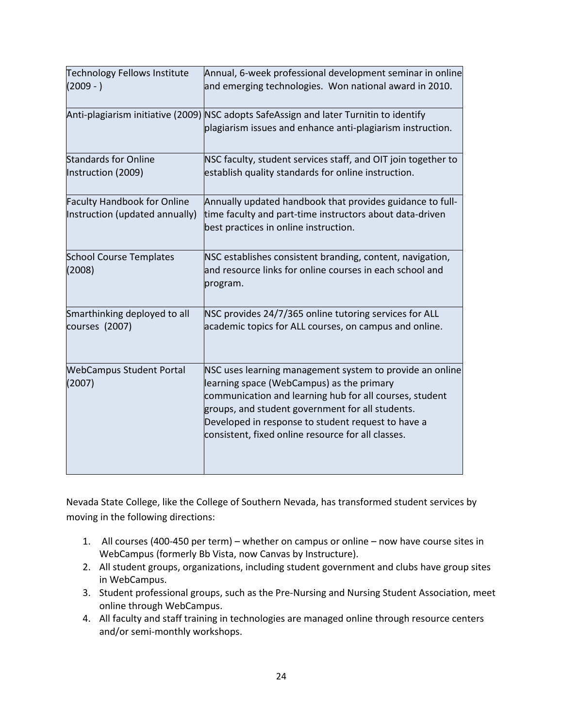| | |
|---|---|
| Technology Fellows Institute (2009 - ) | Annual, 6-week professional development seminar in online and emerging technologies. Won national award in 2010. |
| Anti-plagiarism initiative (2009) | NSC adopts SafeAssign and later Turnitin to identify plagiarism issues and enhance anti-plagiarism instruction. |
| Standards for Online Instruction (2009) | NSC faculty, student services staff, and OIT join together to establish quality standards for online instruction. |
| Faculty Handbook for Online Instruction (updated annually) | Annually updated handbook that provides guidance to full-time faculty and part-time instructors about data-driven best practices in online instruction. |
| School Course Templates (2008) | NSC establishes consistent branding, content, navigation, and resource links for online courses in each school and program. |
| Smarthinking deployed to all courses (2007) | NSC provides 24/7/365 online tutoring services for ALL academic topics for ALL courses, on campus and online. |
| WebCampus Student Portal (2007) | NSC uses learning management system to provide an online learning space (WebCampus) as the primary communication and learning hub for all courses, student groups, and student government for all students. Developed in response to student request to have a consistent, fixed online resource for all classes. |

Nevada State College, like the College of Southern Nevada, has transformed student services by moving in the following directions:

1. All courses (400-450 per term) – whether on campus or online – now have course sites in WebCampus (formerly Bb Vista, now Canvas by Instructure).
2. All student groups, organizations, including student government and clubs have group sites in WebCampus.
3. Student professional groups, such as the Pre-Nursing and Nursing Student Association, meet online through WebCampus.
4. All faculty and staff training in technologies are managed online through resource centers and/or semi-monthly workshops.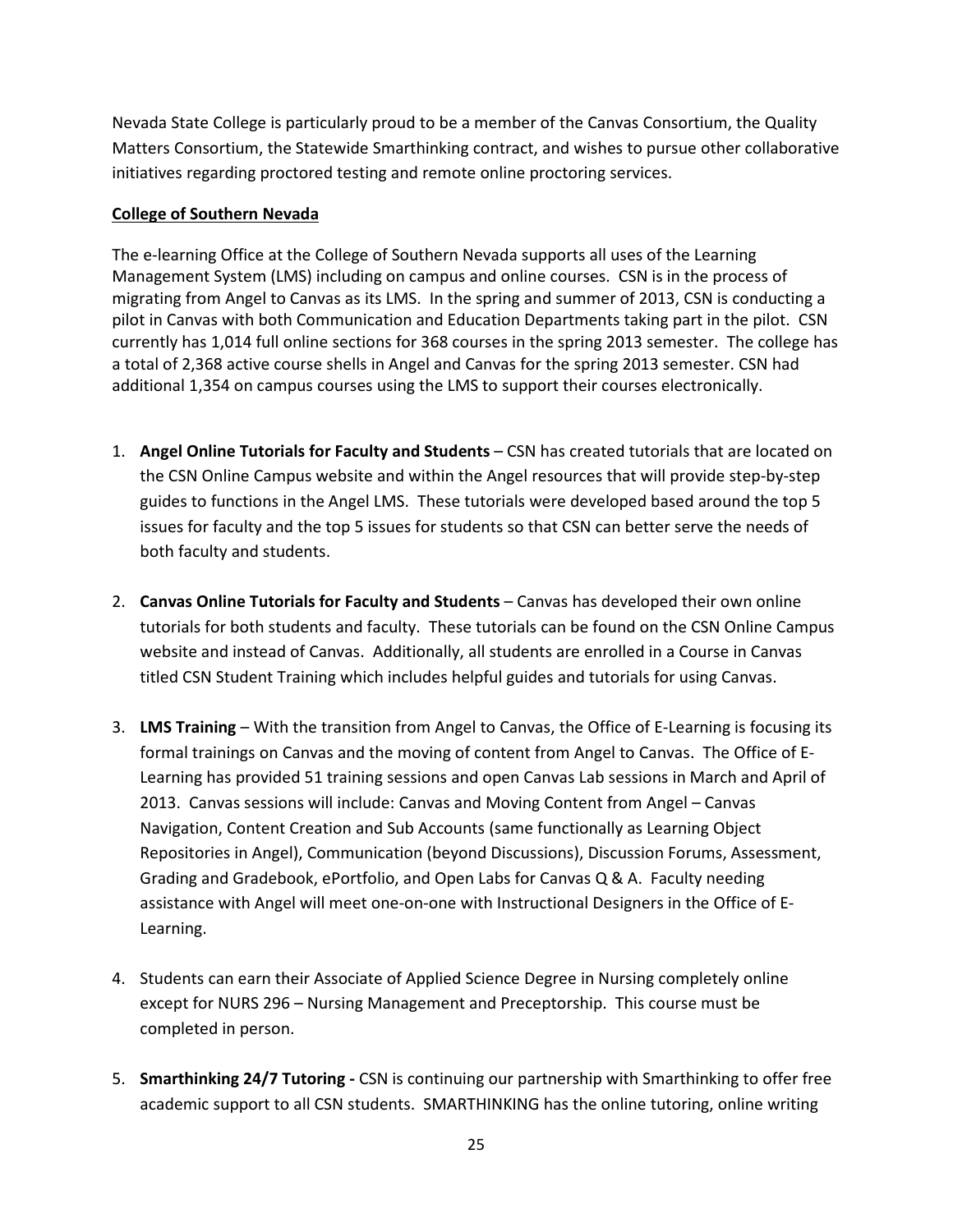Nevada State College is particularly proud to be a member of the Canvas Consortium, the Quality Matters Consortium, the Statewide Smarthinking contract, and wishes to pursue other collaborative initiatives regarding proctored testing and remote online proctoring services.

**College of Southern Nevada**

The e-learning Office at the College of Southern Nevada supports all uses of the Learning Management System (LMS) including on campus and online courses. CSN is in the process of migrating from Angel to Canvas as its LMS. In the spring and summer of 2013, CSN is conducting a pilot in Canvas with both Communication and Education Departments taking part in the pilot. CSN currently has 1,014 full online sections for 368 courses in the spring 2013 semester. The college has a total of 2,368 active course shells in Angel and Canvas for the spring 2013 semester. CSN had additional 1,354 on campus courses using the LMS to support their courses electronically.

1. **Angel Online Tutorials for Faculty and Students** – CSN has created tutorials that are located on the CSN Online Campus website and within the Angel resources that will provide step-by-step guides to functions in the Angel LMS. These tutorials were developed based around the top 5 issues for faculty and the top 5 issues for students so that CSN can better serve the needs of both faculty and students.

2. **Canvas Online Tutorials for Faculty and Students** – Canvas has developed their own online tutorials for both students and faculty. These tutorials can be found on the CSN Online Campus website and instead of Canvas. Additionally, all students are enrolled in a Course in Canvas titled CSN Student Training which includes helpful guides and tutorials for using Canvas.

3. **LMS Training** – With the transition from Angel to Canvas, the Office of E-Learning is focusing its formal trainings on Canvas and the moving of content from Angel to Canvas. The Office of E-Learning has provided 51 training sessions and open Canvas Lab sessions in March and April of 2013. Canvas sessions will include: Canvas and Moving Content from Angel – Canvas Navigation, Content Creation and Sub Accounts (same functionally as Learning Object Repositories in Angel), Communication (beyond Discussions), Discussion Forums, Assessment, Grading and Gradebook, ePortfolio, and Open Labs for Canvas Q & A. Faculty needing assistance with Angel will meet one-on-one with Instructional Designers in the Office of E-Learning.

4. Students can earn their Associate of Applied Science Degree in Nursing completely online except for NURS 296 – Nursing Management and Preceptorship. This course must be completed in person.

5. **Smarthinking 24/7 Tutoring -** CSN is continuing our partnership with Smarthinking to offer free academic support to all CSN students. SMARTHINKING has the online tutoring, online writing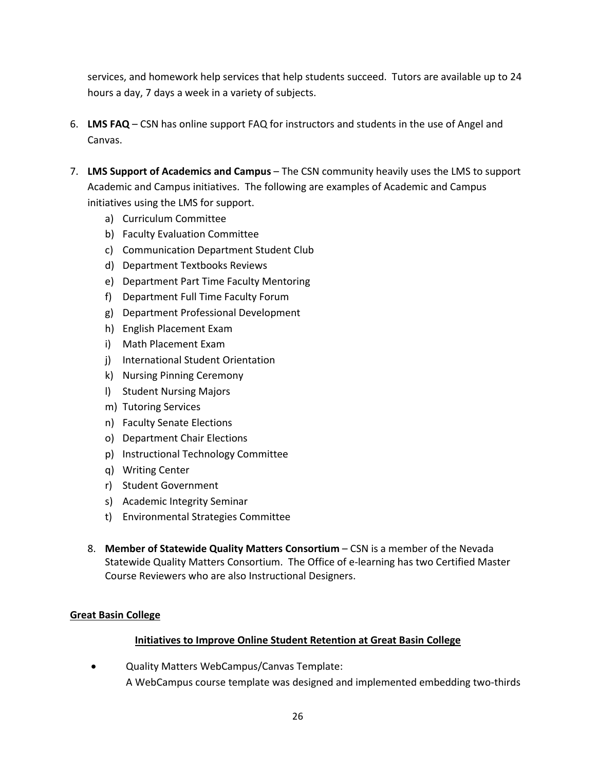services, and homework help services that help students succeed. Tutors are available up to 24 hours a day, 7 days a week in a variety of subjects.

6. **LMS FAQ** – CSN has online support FAQ for instructors and students in the use of Angel and Canvas.

7. **LMS Support of Academics and Campus** – The CSN community heavily uses the LMS to support Academic and Campus initiatives. The following are examples of Academic and Campus initiatives using the LMS for support.
   a) Curriculum Committee
   b) Faculty Evaluation Committee
   c) Communication Department Student Club
   d) Department Textbooks Reviews
   e) Department Part Time Faculty Mentoring
   f) Department Full Time Faculty Forum
   g) Department Professional Development
   h) English Placement Exam
   i) Math Placement Exam
   j) International Student Orientation
   k) Nursing Pinning Ceremony
   l) Student Nursing Majors
   m) Tutoring Services
   n) Faculty Senate Elections
   o) Department Chair Elections
   p) Instructional Technology Committee
   q) Writing Center
   r) Student Government
   s) Academic Integrity Seminar
   t) Environmental Strategies Committee

8. **Member of Statewide Quality Matters Consortium** – CSN is a member of the Nevada Statewide Quality Matters Consortium. The Office of e-learning has two Certified Master Course Reviewers who are also Instructional Designers.

**Great Basin College**

**Initiatives to Improve Online Student Retention at Great Basin College**

- Quality Matters WebCampus/Canvas Template:
  A WebCampus course template was designed and implemented embedding two-thirds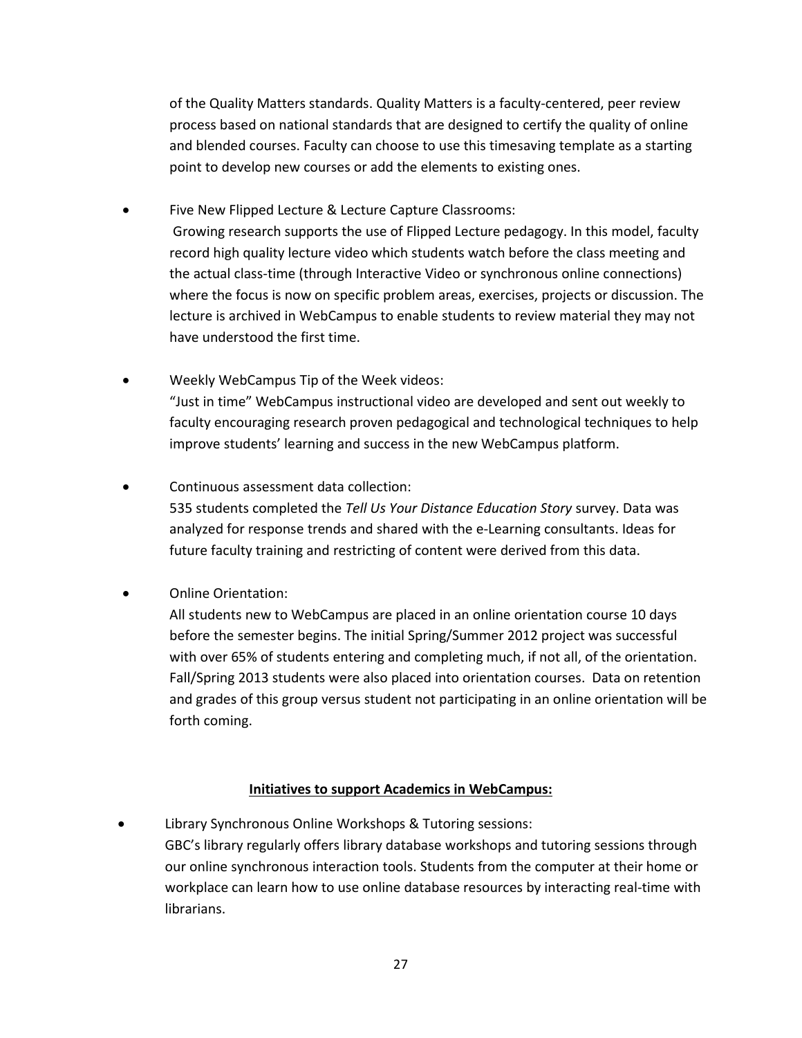of the Quality Matters standards. Quality Matters is a faculty-centered, peer review process based on national standards that are designed to certify the quality of online and blended courses. Faculty can choose to use this timesaving template as a starting point to develop new courses or add the elements to existing ones.

- Five New Flipped Lecture & Lecture Capture Classrooms:
  Growing research supports the use of Flipped Lecture pedagogy. In this model, faculty record high quality lecture video which students watch before the class meeting and the actual class-time (through Interactive Video or synchronous online connections) where the focus is now on specific problem areas, exercises, projects or discussion. The lecture is archived in WebCampus to enable students to review material they may not have understood the first time.

- Weekly WebCampus Tip of the Week videos:
  "Just in time" WebCampus instructional video are developed and sent out weekly to faculty encouraging research proven pedagogical and technological techniques to help improve students' learning and success in the new WebCampus platform.

- Continuous assessment data collection:
  535 students completed the *Tell Us Your Distance Education Story* survey. Data was analyzed for response trends and shared with the e-Learning consultants. Ideas for future faculty training and restricting of content were derived from this data.

- Online Orientation:
  All students new to WebCampus are placed in an online orientation course 10 days before the semester begins. The initial Spring/Summer 2012 project was successful with over 65% of students entering and completing much, if not all, of the orientation. Fall/Spring 2013 students were also placed into orientation courses. Data on retention and grades of this group versus student not participating in an online orientation will be forth coming.

**Initiatives to support Academics in WebCampus:**

- Library Synchronous Online Workshops & Tutoring sessions:
  GBC's library regularly offers library database workshops and tutoring sessions through our online synchronous interaction tools. Students from the computer at their home or workplace can learn how to use online database resources by interacting real-time with librarians.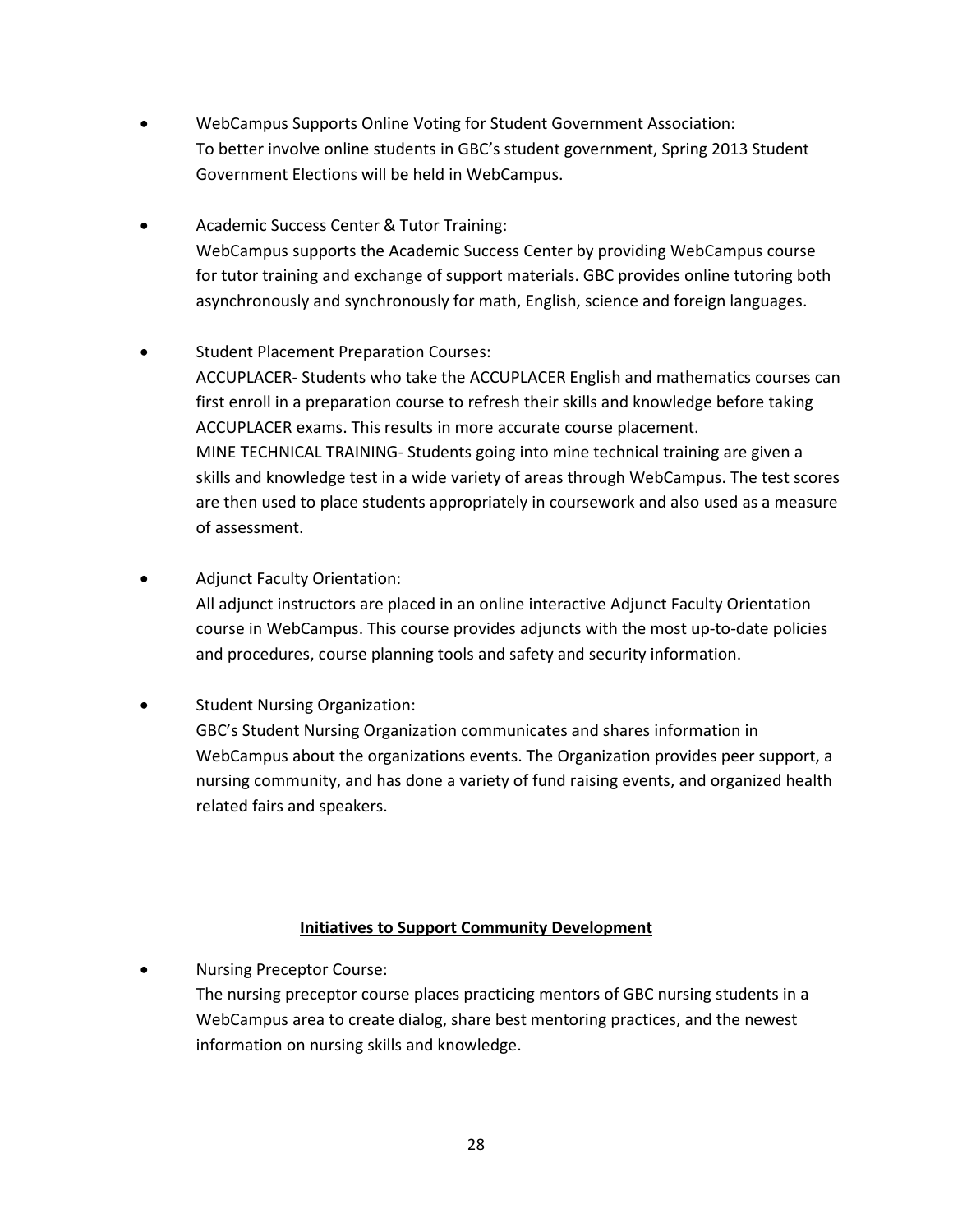- WebCampus Supports Online Voting for Student Government Association:
  To better involve online students in GBC's student government, Spring 2013 Student Government Elections will be held in WebCampus.

- Academic Success Center & Tutor Training:
  WebCampus supports the Academic Success Center by providing WebCampus course for tutor training and exchange of support materials. GBC provides online tutoring both asynchronously and synchronously for math, English, science and foreign languages.

- Student Placement Preparation Courses:
  ACCUPLACER- Students who take the ACCUPLACER English and mathematics courses can first enroll in a preparation course to refresh their skills and knowledge before taking ACCUPLACER exams. This results in more accurate course placement.
  MINE TECHNICAL TRAINING- Students going into mine technical training are given a skills and knowledge test in a wide variety of areas through WebCampus. The test scores are then used to place students appropriately in coursework and also used as a measure of assessment.

- Adjunct Faculty Orientation:
  All adjunct instructors are placed in an online interactive Adjunct Faculty Orientation course in WebCampus. This course provides adjuncts with the most up-to-date policies and procedures, course planning tools and safety and security information.

- Student Nursing Organization:
  GBC's Student Nursing Organization communicates and shares information in WebCampus about the organizations events. The Organization provides peer support, a nursing community, and has done a variety of fund raising events, and organized health related fairs and speakers.

## Initiatives to Support Community Development

- Nursing Preceptor Course:
  The nursing preceptor course places practicing mentors of GBC nursing students in a WebCampus area to create dialog, share best mentoring practices, and the newest information on nursing skills and knowledge.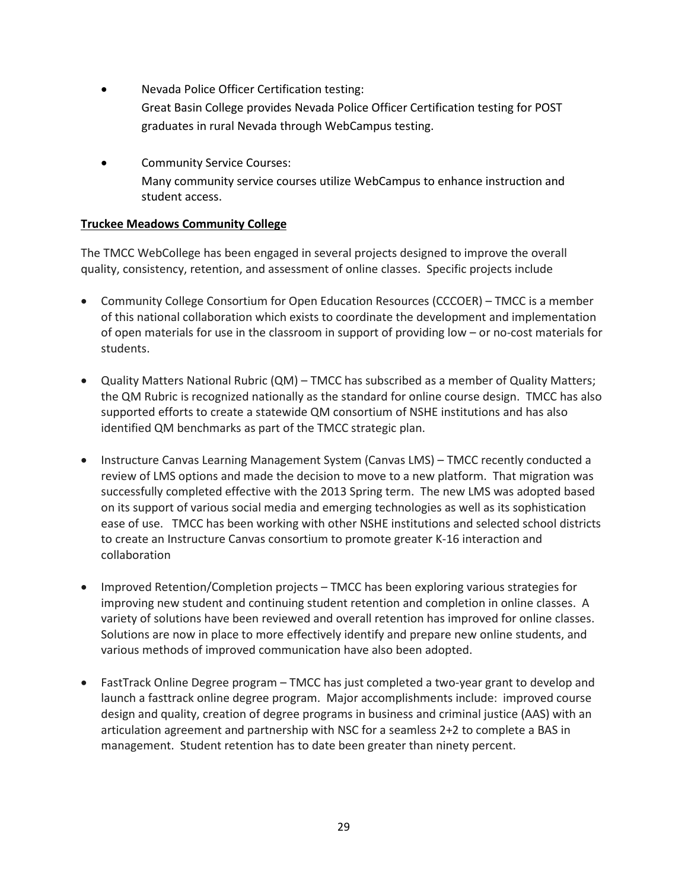- Nevada Police Officer Certification testing:
  Great Basin College provides Nevada Police Officer Certification testing for POST graduates in rural Nevada through WebCampus testing.

- Community Service Courses:
  Many community service courses utilize WebCampus to enhance instruction and student access.

**Truckee Meadows Community College**

The TMCC WebCollege has been engaged in several projects designed to improve the overall quality, consistency, retention, and assessment of online classes. Specific projects include

- Community College Consortium for Open Education Resources (CCCOER) – TMCC is a member of this national collaboration which exists to coordinate the development and implementation of open materials for use in the classroom in support of providing low – or no-cost materials for students.

- Quality Matters National Rubric (QM) – TMCC has subscribed as a member of Quality Matters; the QM Rubric is recognized nationally as the standard for online course design. TMCC has also supported efforts to create a statewide QM consortium of NSHE institutions and has also identified QM benchmarks as part of the TMCC strategic plan.

- Instructure Canvas Learning Management System (Canvas LMS) – TMCC recently conducted a review of LMS options and made the decision to move to a new platform. That migration was successfully completed effective with the 2013 Spring term. The new LMS was adopted based on its support of various social media and emerging technologies as well as its sophistication ease of use. TMCC has been working with other NSHE institutions and selected school districts to create an Instructure Canvas consortium to promote greater K-16 interaction and collaboration

- Improved Retention/Completion projects – TMCC has been exploring various strategies for improving new student and continuing student retention and completion in online classes. A variety of solutions have been reviewed and overall retention has improved for online classes. Solutions are now in place to more effectively identify and prepare new online students, and various methods of improved communication have also been adopted.

- FastTrack Online Degree program – TMCC has just completed a two-year grant to develop and launch a fasttrack online degree program. Major accomplishments include: improved course design and quality, creation of degree programs in business and criminal justice (AAS) with an articulation agreement and partnership with NSC for a seamless 2+2 to complete a BAS in management. Student retention has to date been greater than ninety percent.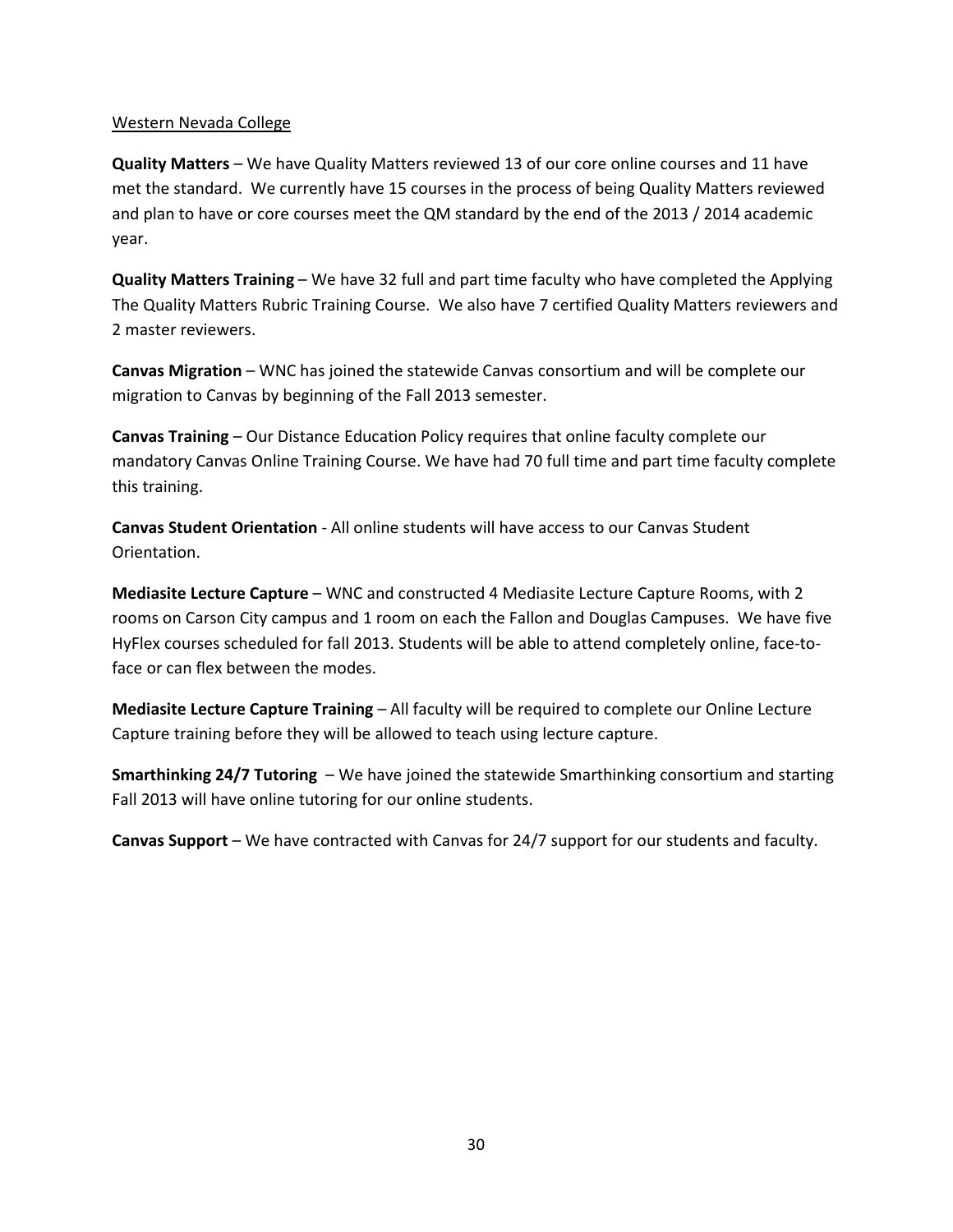Western Nevada College

**Quality Matters** – We have Quality Matters reviewed 13 of our core online courses and 11 have met the standard. We currently have 15 courses in the process of being Quality Matters reviewed and plan to have or core courses meet the QM standard by the end of the 2013 / 2014 academic year.

**Quality Matters Training** – We have 32 full and part time faculty who have completed the Applying The Quality Matters Rubric Training Course. We also have 7 certified Quality Matters reviewers and 2 master reviewers.

**Canvas Migration** – WNC has joined the statewide Canvas consortium and will be complete our migration to Canvas by beginning of the Fall 2013 semester.

**Canvas Training** – Our Distance Education Policy requires that online faculty complete our mandatory Canvas Online Training Course. We have had 70 full time and part time faculty complete this training.

**Canvas Student Orientation** - All online students will have access to our Canvas Student Orientation.

**Mediasite Lecture Capture** – WNC and constructed 4 Mediasite Lecture Capture Rooms, with 2 rooms on Carson City campus and 1 room on each the Fallon and Douglas Campuses. We have five HyFlex courses scheduled for fall 2013. Students will be able to attend completely online, face-to-face or can flex between the modes.

**Mediasite Lecture Capture Training** – All faculty will be required to complete our Online Lecture Capture training before they will be allowed to teach using lecture capture.

**Smarthinking 24/7 Tutoring** – We have joined the statewide Smarthinking consortium and starting Fall 2013 will have online tutoring for our online students.

**Canvas Support** – We have contracted with Canvas for 24/7 support for our students and faculty.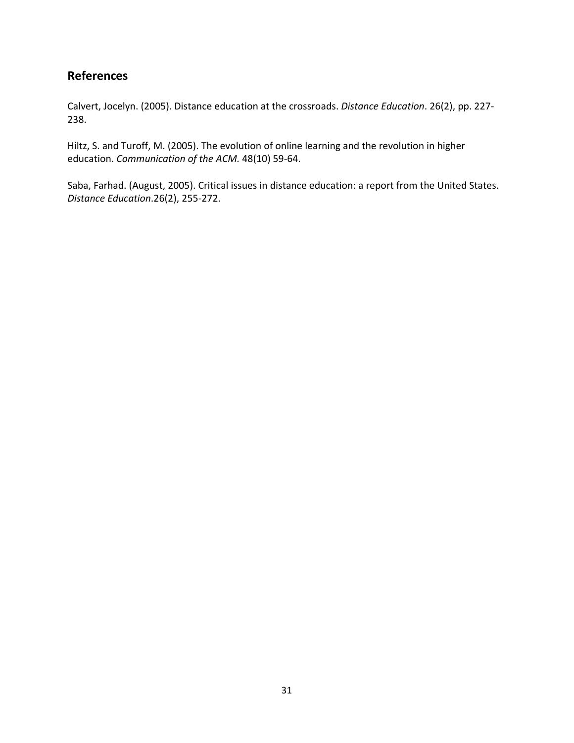## References

Calvert, Jocelyn. (2005). Distance education at the crossroads. *Distance Education*. 26(2), pp. 227-238.

Hiltz, S. and Turoff, M. (2005). The evolution of online learning and the revolution in higher education. *Communication of the ACM.* 48(10) 59-64.

Saba, Farhad. (August, 2005). Critical issues in distance education: a report from the United States. *Distance Education*.26(2), 255-272.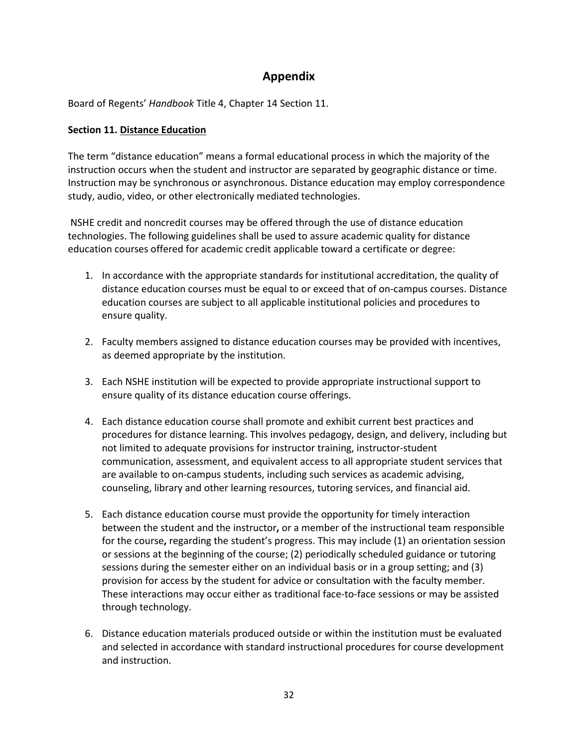# Appendix

Board of Regents' *Handbook* Title 4, Chapter 14 Section 11.

**Section 11. Distance Education**

The term "distance education" means a formal educational process in which the majority of the instruction occurs when the student and instructor are separated by geographic distance or time. Instruction may be synchronous or asynchronous. Distance education may employ correspondence study, audio, video, or other electronically mediated technologies.

NSHE credit and noncredit courses may be offered through the use of distance education technologies. The following guidelines shall be used to assure academic quality for distance education courses offered for academic credit applicable toward a certificate or degree:

1. In accordance with the appropriate standards for institutional accreditation, the quality of distance education courses must be equal to or exceed that of on-campus courses. Distance education courses are subject to all applicable institutional policies and procedures to ensure quality.

2. Faculty members assigned to distance education courses may be provided with incentives, as deemed appropriate by the institution.

3. Each NSHE institution will be expected to provide appropriate instructional support to ensure quality of its distance education course offerings.

4. Each distance education course shall promote and exhibit current best practices and procedures for distance learning. This involves pedagogy, design, and delivery, including but not limited to adequate provisions for instructor training, instructor-student communication, assessment, and equivalent access to all appropriate student services that are available to on-campus students, including such services as academic advising, counseling, library and other learning resources, tutoring services, and financial aid.

5. Each distance education course must provide the opportunity for timely interaction between the student and the instructor**,** or a member of the instructional team responsible for the course**,** regarding the student's progress. This may include (1) an orientation session or sessions at the beginning of the course; (2) periodically scheduled guidance or tutoring sessions during the semester either on an individual basis or in a group setting; and (3) provision for access by the student for advice or consultation with the faculty member. These interactions may occur either as traditional face-to-face sessions or may be assisted through technology.

6. Distance education materials produced outside or within the institution must be evaluated and selected in accordance with standard instructional procedures for course development and instruction.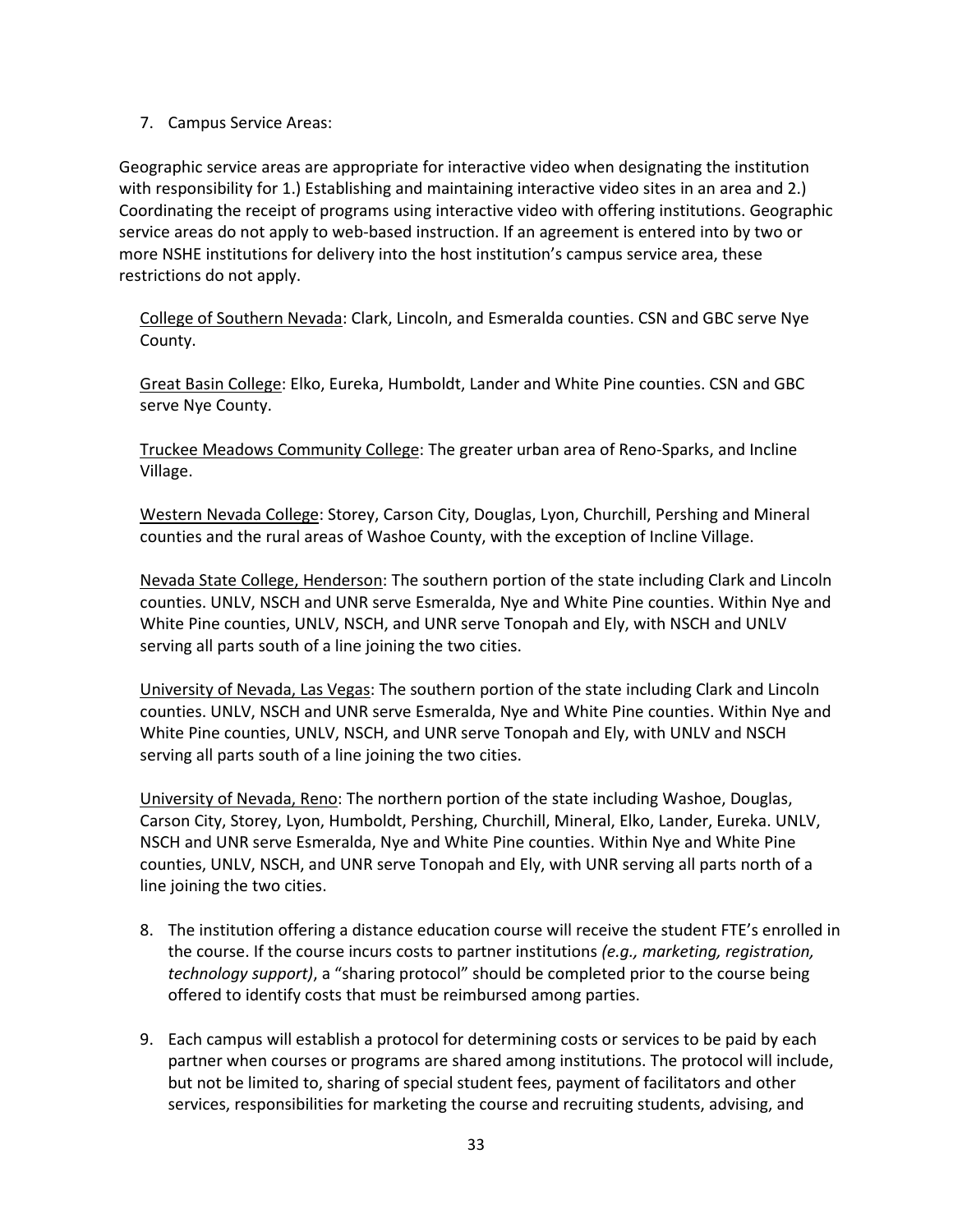7. Campus Service Areas:

Geographic service areas are appropriate for interactive video when designating the institution with responsibility for 1.) Establishing and maintaining interactive video sites in an area and 2.) Coordinating the receipt of programs using interactive video with offering institutions. Geographic service areas do not apply to web-based instruction. If an agreement is entered into by two or more NSHE institutions for delivery into the host institution's campus service area, these restrictions do not apply.

<u>College of Southern Nevada</u>: Clark, Lincoln, and Esmeralda counties. CSN and GBC serve Nye County.

<u>Great Basin College</u>: Elko, Eureka, Humboldt, Lander and White Pine counties. CSN and GBC serve Nye County.

<u>Truckee Meadows Community College</u>: The greater urban area of Reno-Sparks, and Incline Village.

<u>Western Nevada College</u>: Storey, Carson City, Douglas, Lyon, Churchill, Pershing and Mineral counties and the rural areas of Washoe County, with the exception of Incline Village.

<u>Nevada State College, Henderson</u>: The southern portion of the state including Clark and Lincoln counties. UNLV, NSCH and UNR serve Esmeralda, Nye and White Pine counties. Within Nye and White Pine counties, UNLV, NSCH, and UNR serve Tonopah and Ely, with NSCH and UNLV serving all parts south of a line joining the two cities.

<u>University of Nevada, Las Vegas</u>: The southern portion of the state including Clark and Lincoln counties. UNLV, NSCH and UNR serve Esmeralda, Nye and White Pine counties. Within Nye and White Pine counties, UNLV, NSCH, and UNR serve Tonopah and Ely, with UNLV and NSCH serving all parts south of a line joining the two cities.

<u>University of Nevada, Reno</u>: The northern portion of the state including Washoe, Douglas, Carson City, Storey, Lyon, Humboldt, Pershing, Churchill, Mineral, Elko, Lander, Eureka. UNLV, NSCH and UNR serve Esmeralda, Nye and White Pine counties. Within Nye and White Pine counties, UNLV, NSCH, and UNR serve Tonopah and Ely, with UNR serving all parts north of a line joining the two cities.

8. The institution offering a distance education course will receive the student FTE's enrolled in the course. If the course incurs costs to partner institutions *(e.g., marketing, registration, technology support)*, a "sharing protocol" should be completed prior to the course being offered to identify costs that must be reimbursed among parties.

9. Each campus will establish a protocol for determining costs or services to be paid by each partner when courses or programs are shared among institutions. The protocol will include, but not be limited to, sharing of special student fees, payment of facilitators and other services, responsibilities for marketing the course and recruiting students, advising, and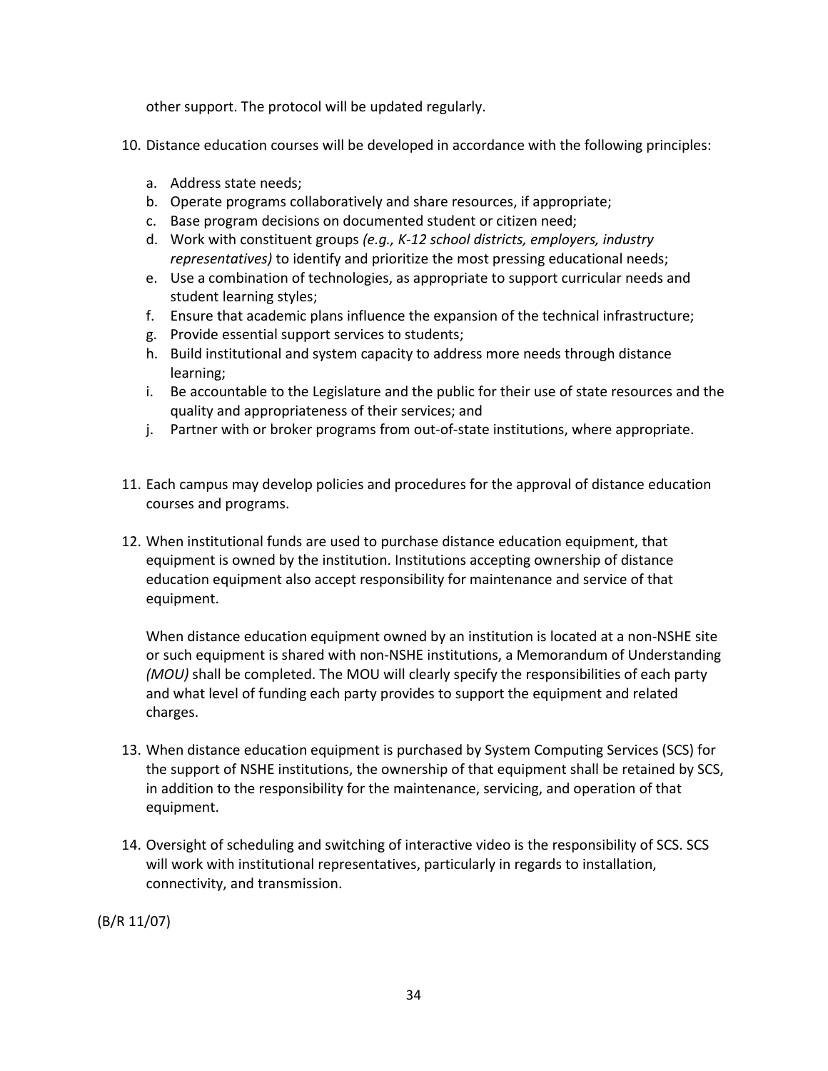other support. The protocol will be updated regularly.

10. Distance education courses will be developed in accordance with the following principles:

    a. Address state needs;
    b. Operate programs collaboratively and share resources, if appropriate;
    c. Base program decisions on documented student or citizen need;
    d. Work with constituent groups *(e.g., K-12 school districts, employers, industry representatives)* to identify and prioritize the most pressing educational needs;
    e. Use a combination of technologies, as appropriate to support curricular needs and student learning styles;
    f. Ensure that academic plans influence the expansion of the technical infrastructure;
    g. Provide essential support services to students;
    h. Build institutional and system capacity to address more needs through distance learning;
    i. Be accountable to the Legislature and the public for their use of state resources and the quality and appropriateness of their services; and
    j. Partner with or broker programs from out-of-state institutions, where appropriate.

11. Each campus may develop policies and procedures for the approval of distance education courses and programs.

12. When institutional funds are used to purchase distance education equipment, that equipment is owned by the institution. Institutions accepting ownership of distance education equipment also accept responsibility for maintenance and service of that equipment.

    When distance education equipment owned by an institution is located at a non-NSHE site or such equipment is shared with non-NSHE institutions, a Memorandum of Understanding *(MOU)* shall be completed. The MOU will clearly specify the responsibilities of each party and what level of funding each party provides to support the equipment and related charges.

13. When distance education equipment is purchased by System Computing Services (SCS) for the support of NSHE institutions, the ownership of that equipment shall be retained by SCS, in addition to the responsibility for the maintenance, servicing, and operation of that equipment.

14. Oversight of scheduling and switching of interactive video is the responsibility of SCS. SCS will work with institutional representatives, particularly in regards to installation, connectivity, and transmission.

(B/R 11/07)